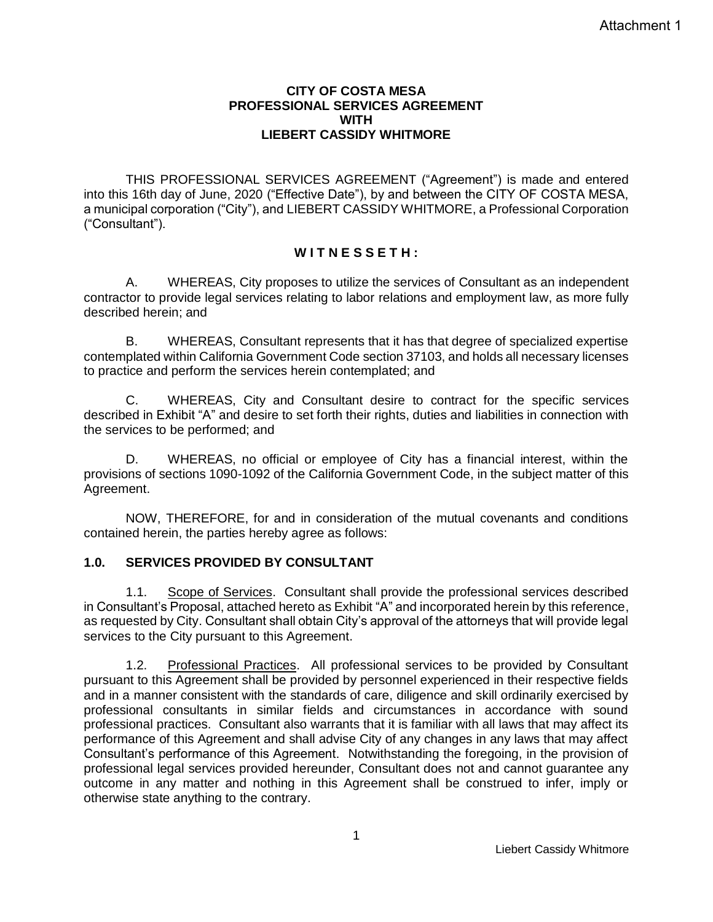Attachment 1

# CITY OF COSTA MESA
# PROFESSIONAL SERVICES AGREEMENT
# WITH
# LIEBERT CASSIDY WHITMORE

THIS PROFESSIONAL SERVICES AGREEMENT ("Agreement") is made and entered into this 16th day of June, 2020 ("Effective Date"), by and between the CITY OF COSTA MESA, a municipal corporation ("City"), and LIEBERT CASSIDY WHITMORE, a Professional Corporation ("Consultant").

**W I T N E S S E T H :**

A. WHEREAS, City proposes to utilize the services of Consultant as an independent contractor to provide legal services relating to labor relations and employment law, as more fully described herein; and

B. WHEREAS, Consultant represents that it has that degree of specialized expertise contemplated within California Government Code section 37103, and holds all necessary licenses to practice and perform the services herein contemplated; and

C. WHEREAS, City and Consultant desire to contract for the specific services described in Exhibit "A" and desire to set forth their rights, duties and liabilities in connection with the services to be performed; and

D. WHEREAS, no official or employee of City has a financial interest, within the provisions of sections 1090-1092 of the California Government Code, in the subject matter of this Agreement.

NOW, THEREFORE, for and in consideration of the mutual covenants and conditions contained herein, the parties hereby agree as follows:

## 1.0. SERVICES PROVIDED BY CONSULTANT

1.1. Scope of Services. Consultant shall provide the professional services described in Consultant's Proposal, attached hereto as Exhibit "A" and incorporated herein by this reference, as requested by City. Consultant shall obtain City's approval of the attorneys that will provide legal services to the City pursuant to this Agreement.

1.2. Professional Practices. All professional services to be provided by Consultant pursuant to this Agreement shall be provided by personnel experienced in their respective fields and in a manner consistent with the standards of care, diligence and skill ordinarily exercised by professional consultants in similar fields and circumstances in accordance with sound professional practices. Consultant also warrants that it is familiar with all laws that may affect its performance of this Agreement and shall advise City of any changes in any laws that may affect Consultant's performance of this Agreement. Notwithstanding the foregoing, in the provision of professional legal services provided hereunder, Consultant does not and cannot guarantee any outcome in any matter and nothing in this Agreement shall be construed to infer, imply or otherwise state anything to the contrary.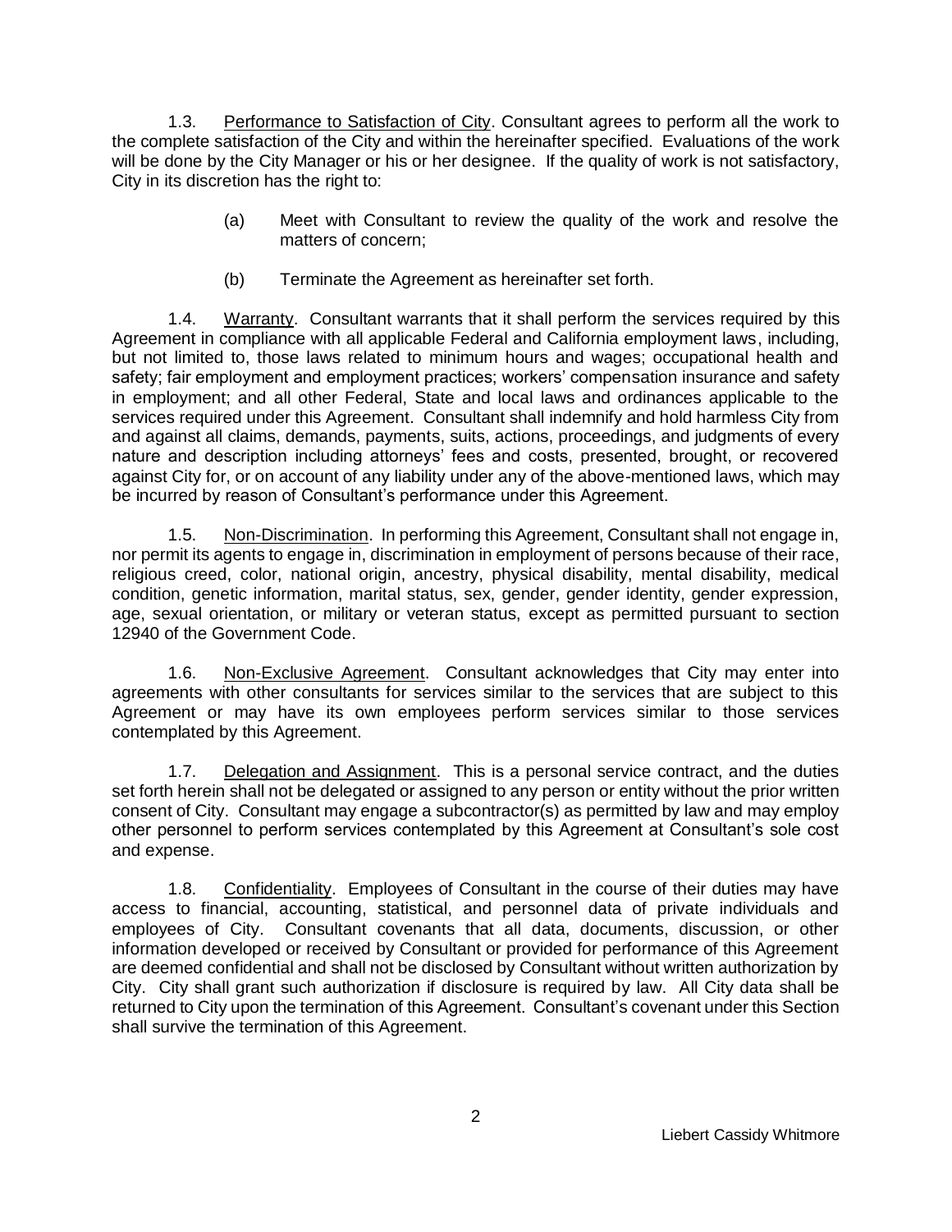1.3. Performance to Satisfaction of City. Consultant agrees to perform all the work to the complete satisfaction of the City and within the hereinafter specified. Evaluations of the work will be done by the City Manager or his or her designee. If the quality of work is not satisfactory, City in its discretion has the right to:

> (a) Meet with Consultant to review the quality of the work and resolve the matters of concern;
>
> (b) Terminate the Agreement as hereinafter set forth.

1.4. Warranty. Consultant warrants that it shall perform the services required by this Agreement in compliance with all applicable Federal and California employment laws, including, but not limited to, those laws related to minimum hours and wages; occupational health and safety; fair employment and employment practices; workers' compensation insurance and safety in employment; and all other Federal, State and local laws and ordinances applicable to the services required under this Agreement. Consultant shall indemnify and hold harmless City from and against all claims, demands, payments, suits, actions, proceedings, and judgments of every nature and description including attorneys' fees and costs, presented, brought, or recovered against City for, or on account of any liability under any of the above-mentioned laws, which may be incurred by reason of Consultant's performance under this Agreement.

1.5. Non-Discrimination. In performing this Agreement, Consultant shall not engage in, nor permit its agents to engage in, discrimination in employment of persons because of their race, religious creed, color, national origin, ancestry, physical disability, mental disability, medical condition, genetic information, marital status, sex, gender, gender identity, gender expression, age, sexual orientation, or military or veteran status, except as permitted pursuant to section 12940 of the Government Code.

1.6. Non-Exclusive Agreement. Consultant acknowledges that City may enter into agreements with other consultants for services similar to the services that are subject to this Agreement or may have its own employees perform services similar to those services contemplated by this Agreement.

1.7. Delegation and Assignment. This is a personal service contract, and the duties set forth herein shall not be delegated or assigned to any person or entity without the prior written consent of City. Consultant may engage a subcontractor(s) as permitted by law and may employ other personnel to perform services contemplated by this Agreement at Consultant's sole cost and expense.

1.8. Confidentiality. Employees of Consultant in the course of their duties may have access to financial, accounting, statistical, and personnel data of private individuals and employees of City. Consultant covenants that all data, documents, discussion, or other information developed or received by Consultant or provided for performance of this Agreement are deemed confidential and shall not be disclosed by Consultant without written authorization by City. City shall grant such authorization if disclosure is required by law. All City data shall be returned to City upon the termination of this Agreement. Consultant's covenant under this Section shall survive the termination of this Agreement.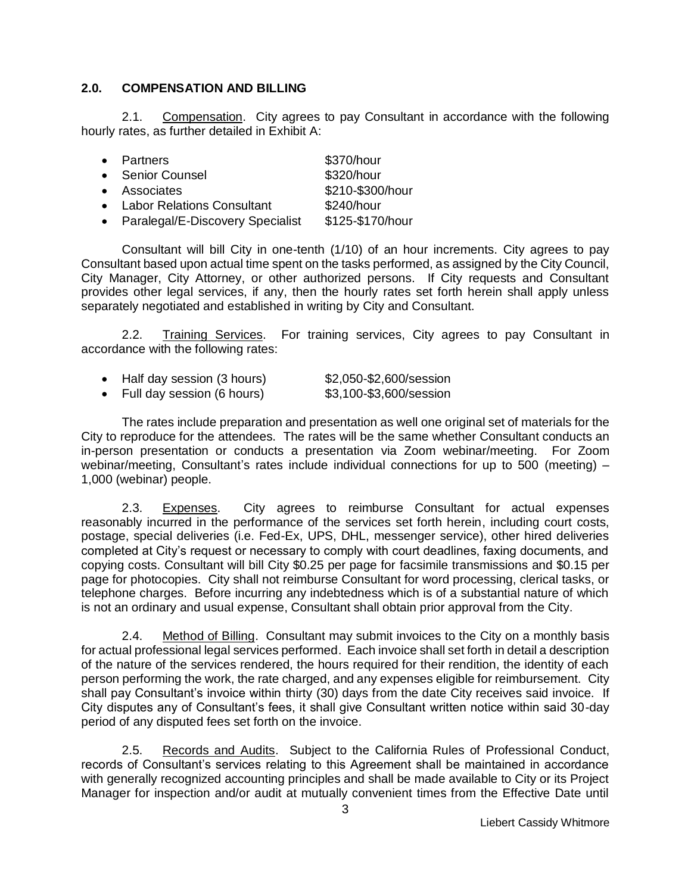### 2.0. COMPENSATION AND BILLING

2.1. Compensation. City agrees to pay Consultant in accordance with the following hourly rates, as further detailed in Exhibit A:

- Partners $370/hour
- Senior Counsel $320/hour
- Associates $210-$300/hour
- Labor Relations Consultant $240/hour
- Paralegal/E-Discovery Specialist $125-$170/hour

Consultant will bill City in one-tenth (1/10) of an hour increments. City agrees to pay Consultant based upon actual time spent on the tasks performed, as assigned by the City Council, City Manager, City Attorney, or other authorized persons. If City requests and Consultant provides other legal services, if any, then the hourly rates set forth herein shall apply unless separately negotiated and established in writing by City and Consultant.

2.2. Training Services. For training services, City agrees to pay Consultant in accordance with the following rates:

- Half day session (3 hours) $2,050-$2,600/session
- Full day session (6 hours) $3,100-$3,600/session

The rates include preparation and presentation as well one original set of materials for the City to reproduce for the attendees. The rates will be the same whether Consultant conducts an in-person presentation or conducts a presentation via Zoom webinar/meeting. For Zoom webinar/meeting, Consultant's rates include individual connections for up to 500 (meeting) – 1,000 (webinar) people.

2.3. Expenses. City agrees to reimburse Consultant for actual expenses reasonably incurred in the performance of the services set forth herein, including court costs, postage, special deliveries (i.e. Fed-Ex, UPS, DHL, messenger service), other hired deliveries completed at City's request or necessary to comply with court deadlines, faxing documents, and copying costs. Consultant will bill City $0.25 per page for facsimile transmissions and $0.15 per page for photocopies. City shall not reimburse Consultant for word processing, clerical tasks, or telephone charges. Before incurring any indebtedness which is of a substantial nature of which is not an ordinary and usual expense, Consultant shall obtain prior approval from the City.

2.4. Method of Billing. Consultant may submit invoices to the City on a monthly basis for actual professional legal services performed. Each invoice shall set forth in detail a description of the nature of the services rendered, the hours required for their rendition, the identity of each person performing the work, the rate charged, and any expenses eligible for reimbursement. City shall pay Consultant's invoice within thirty (30) days from the date City receives said invoice. If City disputes any of Consultant's fees, it shall give Consultant written notice within said 30-day period of any disputed fees set forth on the invoice.

2.5. Records and Audits. Subject to the California Rules of Professional Conduct, records of Consultant's services relating to this Agreement shall be maintained in accordance with generally recognized accounting principles and shall be made available to City or its Project Manager for inspection and/or audit at mutually convenient times from the Effective Date until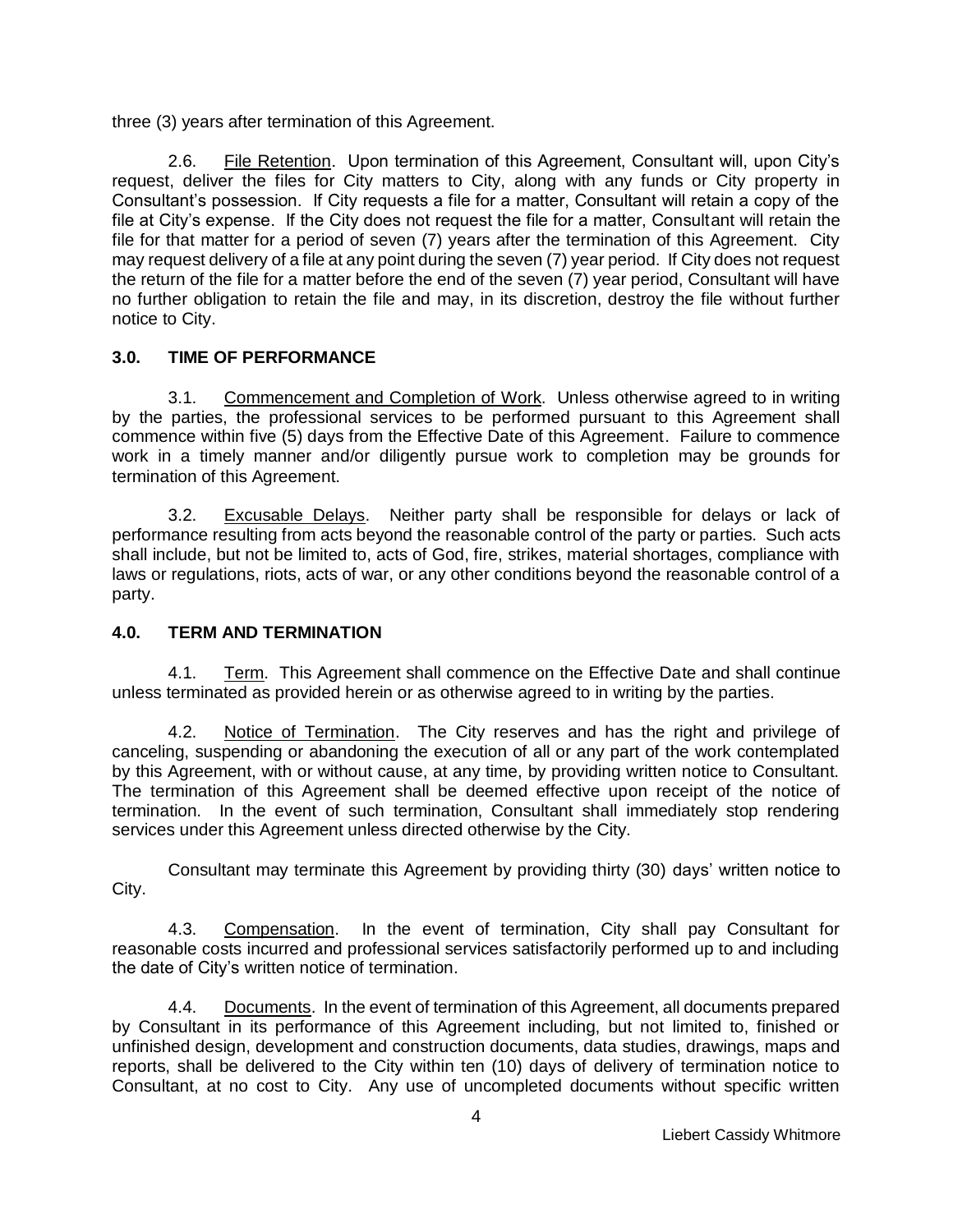three (3) years after termination of this Agreement.

2.6. File Retention. Upon termination of this Agreement, Consultant will, upon City's request, deliver the files for City matters to City, along with any funds or City property in Consultant's possession. If City requests a file for a matter, Consultant will retain a copy of the file at City's expense. If the City does not request the file for a matter, Consultant will retain the file for that matter for a period of seven (7) years after the termination of this Agreement. City may request delivery of a file at any point during the seven (7) year period. If City does not request the return of the file for a matter before the end of the seven (7) year period, Consultant will have no further obligation to retain the file and may, in its discretion, destroy the file without further notice to City.

### 3.0. TIME OF PERFORMANCE

3.1. Commencement and Completion of Work. Unless otherwise agreed to in writing by the parties, the professional services to be performed pursuant to this Agreement shall commence within five (5) days from the Effective Date of this Agreement. Failure to commence work in a timely manner and/or diligently pursue work to completion may be grounds for termination of this Agreement.

3.2. Excusable Delays. Neither party shall be responsible for delays or lack of performance resulting from acts beyond the reasonable control of the party or parties. Such acts shall include, but not be limited to, acts of God, fire, strikes, material shortages, compliance with laws or regulations, riots, acts of war, or any other conditions beyond the reasonable control of a party.

### 4.0. TERM AND TERMINATION

4.1. Term. This Agreement shall commence on the Effective Date and shall continue unless terminated as provided herein or as otherwise agreed to in writing by the parties.

4.2. Notice of Termination. The City reserves and has the right and privilege of canceling, suspending or abandoning the execution of all or any part of the work contemplated by this Agreement, with or without cause, at any time, by providing written notice to Consultant. The termination of this Agreement shall be deemed effective upon receipt of the notice of termination. In the event of such termination, Consultant shall immediately stop rendering services under this Agreement unless directed otherwise by the City.

Consultant may terminate this Agreement by providing thirty (30) days' written notice to City.

4.3. Compensation. In the event of termination, City shall pay Consultant for reasonable costs incurred and professional services satisfactorily performed up to and including the date of City's written notice of termination.

4.4. Documents. In the event of termination of this Agreement, all documents prepared by Consultant in its performance of this Agreement including, but not limited to, finished or unfinished design, development and construction documents, data studies, drawings, maps and reports, shall be delivered to the City within ten (10) days of delivery of termination notice to Consultant, at no cost to City. Any use of uncompleted documents without specific written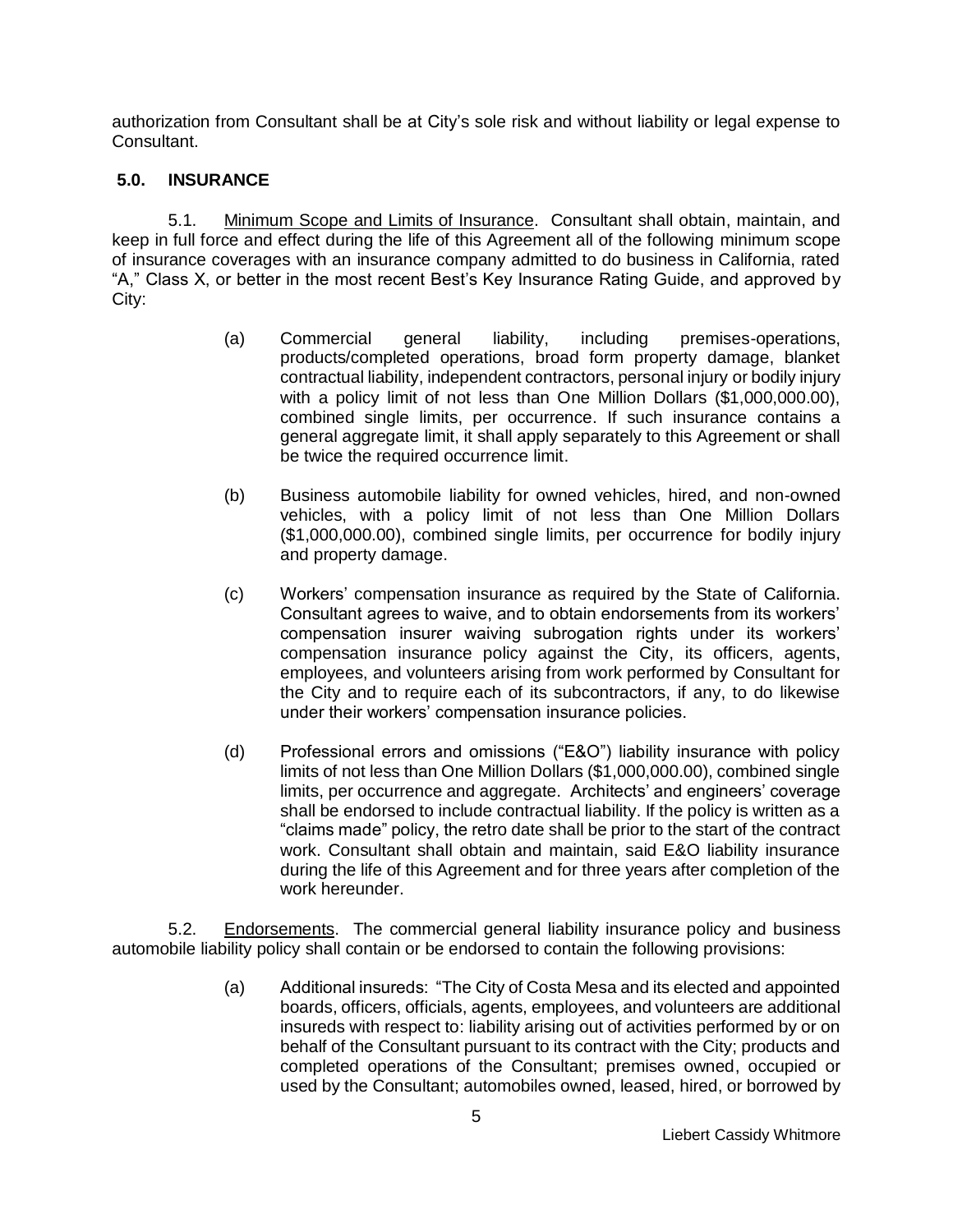authorization from Consultant shall be at City's sole risk and without liability or legal expense to Consultant.

**5.0. INSURANCE**

5.1. Minimum Scope and Limits of Insurance. Consultant shall obtain, maintain, and keep in full force and effect during the life of this Agreement all of the following minimum scope of insurance coverages with an insurance company admitted to do business in California, rated "A," Class X, or better in the most recent Best's Key Insurance Rating Guide, and approved by City:

(a) Commercial general liability, including premises-operations, products/completed operations, broad form property damage, blanket contractual liability, independent contractors, personal injury or bodily injury with a policy limit of not less than One Million Dollars ($1,000,000.00), combined single limits, per occurrence. If such insurance contains a general aggregate limit, it shall apply separately to this Agreement or shall be twice the required occurrence limit.

(b) Business automobile liability for owned vehicles, hired, and non-owned vehicles, with a policy limit of not less than One Million Dollars ($1,000,000.00), combined single limits, per occurrence for bodily injury and property damage.

(c) Workers' compensation insurance as required by the State of California. Consultant agrees to waive, and to obtain endorsements from its workers' compensation insurer waiving subrogation rights under its workers' compensation insurance policy against the City, its officers, agents, employees, and volunteers arising from work performed by Consultant for the City and to require each of its subcontractors, if any, to do likewise under their workers' compensation insurance policies.

(d) Professional errors and omissions ("E&O") liability insurance with policy limits of not less than One Million Dollars ($1,000,000.00), combined single limits, per occurrence and aggregate. Architects' and engineers' coverage shall be endorsed to include contractual liability. If the policy is written as a "claims made" policy, the retro date shall be prior to the start of the contract work. Consultant shall obtain and maintain, said E&O liability insurance during the life of this Agreement and for three years after completion of the work hereunder.

5.2. Endorsements. The commercial general liability insurance policy and business automobile liability policy shall contain or be endorsed to contain the following provisions:

(a) Additional insureds: "The City of Costa Mesa and its elected and appointed boards, officers, officials, agents, employees, and volunteers are additional insureds with respect to: liability arising out of activities performed by or on behalf of the Consultant pursuant to its contract with the City; products and completed operations of the Consultant; premises owned, occupied or used by the Consultant; automobiles owned, leased, hired, or borrowed by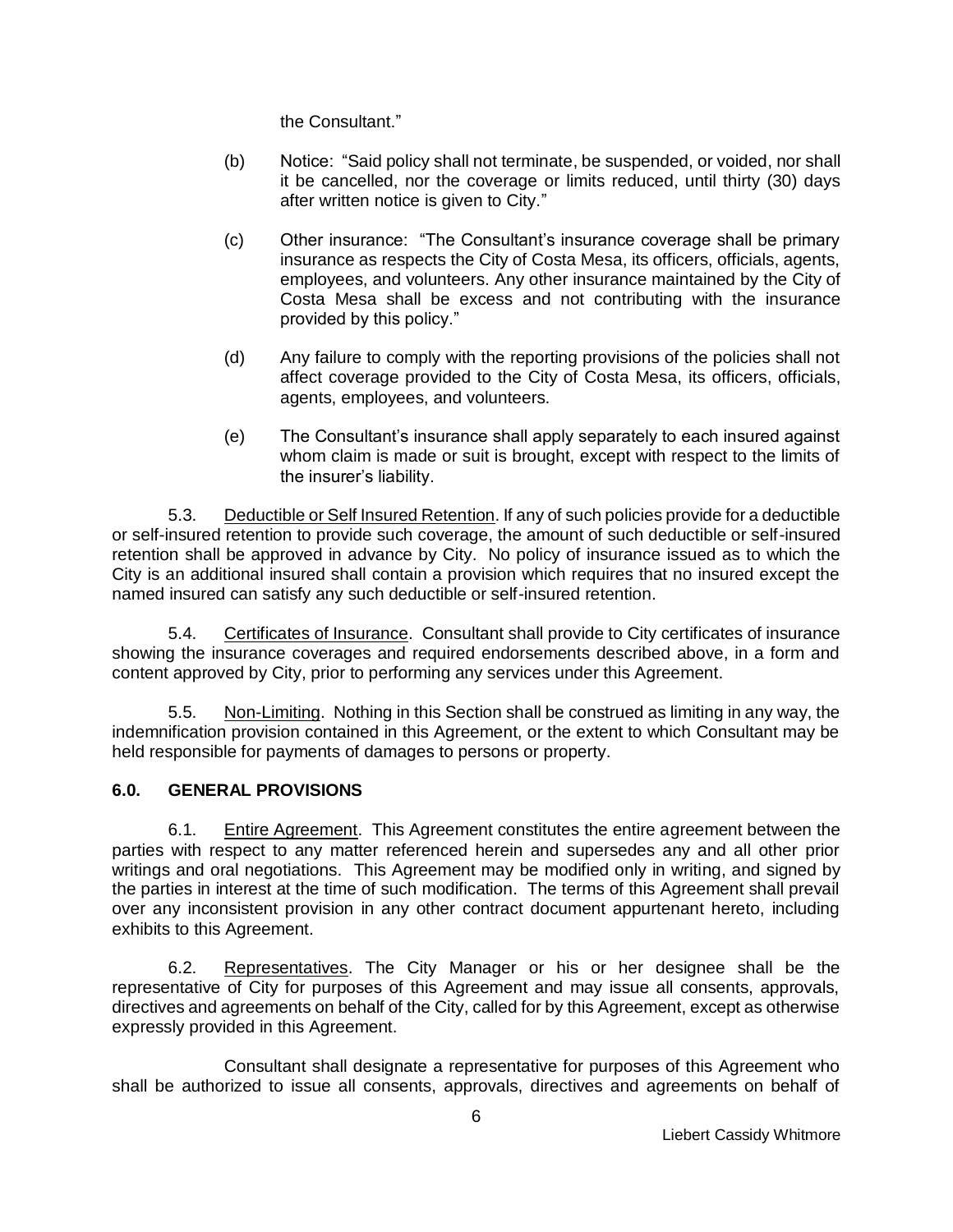the Consultant."

(b) Notice: "Said policy shall not terminate, be suspended, or voided, nor shall it be cancelled, nor the coverage or limits reduced, until thirty (30) days after written notice is given to City."

(c) Other insurance: "The Consultant's insurance coverage shall be primary insurance as respects the City of Costa Mesa, its officers, officials, agents, employees, and volunteers. Any other insurance maintained by the City of Costa Mesa shall be excess and not contributing with the insurance provided by this policy."

(d) Any failure to comply with the reporting provisions of the policies shall not affect coverage provided to the City of Costa Mesa, its officers, officials, agents, employees, and volunteers.

(e) The Consultant's insurance shall apply separately to each insured against whom claim is made or suit is brought, except with respect to the limits of the insurer's liability.

5.3. Deductible or Self Insured Retention. If any of such policies provide for a deductible or self-insured retention to provide such coverage, the amount of such deductible or self-insured retention shall be approved in advance by City. No policy of insurance issued as to which the City is an additional insured shall contain a provision which requires that no insured except the named insured can satisfy any such deductible or self-insured retention.

5.4. Certificates of Insurance. Consultant shall provide to City certificates of insurance showing the insurance coverages and required endorsements described above, in a form and content approved by City, prior to performing any services under this Agreement.

5.5. Non-Limiting. Nothing in this Section shall be construed as limiting in any way, the indemnification provision contained in this Agreement, or the extent to which Consultant may be held responsible for payments of damages to persons or property.

## 6.0. GENERAL PROVISIONS

6.1. Entire Agreement. This Agreement constitutes the entire agreement between the parties with respect to any matter referenced herein and supersedes any and all other prior writings and oral negotiations. This Agreement may be modified only in writing, and signed by the parties in interest at the time of such modification. The terms of this Agreement shall prevail over any inconsistent provision in any other contract document appurtenant hereto, including exhibits to this Agreement.

6.2. Representatives. The City Manager or his or her designee shall be the representative of City for purposes of this Agreement and may issue all consents, approvals, directives and agreements on behalf of the City, called for by this Agreement, except as otherwise expressly provided in this Agreement.

Consultant shall designate a representative for purposes of this Agreement who shall be authorized to issue all consents, approvals, directives and agreements on behalf of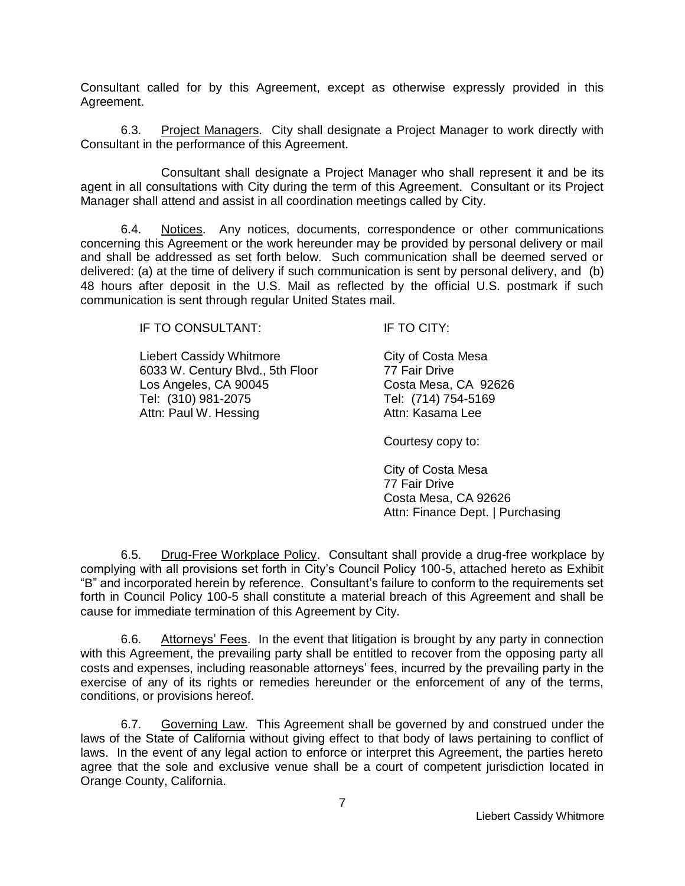Consultant called for by this Agreement, except as otherwise expressly provided in this Agreement.

6.3. Project Managers. City shall designate a Project Manager to work directly with Consultant in the performance of this Agreement.

Consultant shall designate a Project Manager who shall represent it and be its agent in all consultations with City during the term of this Agreement. Consultant or its Project Manager shall attend and assist in all coordination meetings called by City.

6.4. Notices. Any notices, documents, correspondence or other communications concerning this Agreement or the work hereunder may be provided by personal delivery or mail and shall be addressed as set forth below. Such communication shall be deemed served or delivered: (a) at the time of delivery if such communication is sent by personal delivery, and (b) 48 hours after deposit in the U.S. Mail as reflected by the official U.S. postmark if such communication is sent through regular United States mail.

IF TO CONSULTANT:

Liebert Cassidy Whitmore
6033 W. Century Blvd., 5th Floor
Los Angeles, CA 90045
Tel: (310) 981-2075
Attn: Paul W. Hessing

IF TO CITY:

City of Costa Mesa
77 Fair Drive
Costa Mesa, CA 92626
Tel: (714) 754-5169
Attn: Kasama Lee

Courtesy copy to:

City of Costa Mesa
77 Fair Drive
Costa Mesa, CA 92626
Attn: Finance Dept. | Purchasing

6.5. Drug-Free Workplace Policy. Consultant shall provide a drug-free workplace by complying with all provisions set forth in City's Council Policy 100-5, attached hereto as Exhibit "B" and incorporated herein by reference. Consultant's failure to conform to the requirements set forth in Council Policy 100-5 shall constitute a material breach of this Agreement and shall be cause for immediate termination of this Agreement by City.

6.6. Attorneys' Fees. In the event that litigation is brought by any party in connection with this Agreement, the prevailing party shall be entitled to recover from the opposing party all costs and expenses, including reasonable attorneys' fees, incurred by the prevailing party in the exercise of any of its rights or remedies hereunder or the enforcement of any of the terms, conditions, or provisions hereof.

6.7. Governing Law. This Agreement shall be governed by and construed under the laws of the State of California without giving effect to that body of laws pertaining to conflict of laws. In the event of any legal action to enforce or interpret this Agreement, the parties hereto agree that the sole and exclusive venue shall be a court of competent jurisdiction located in Orange County, California.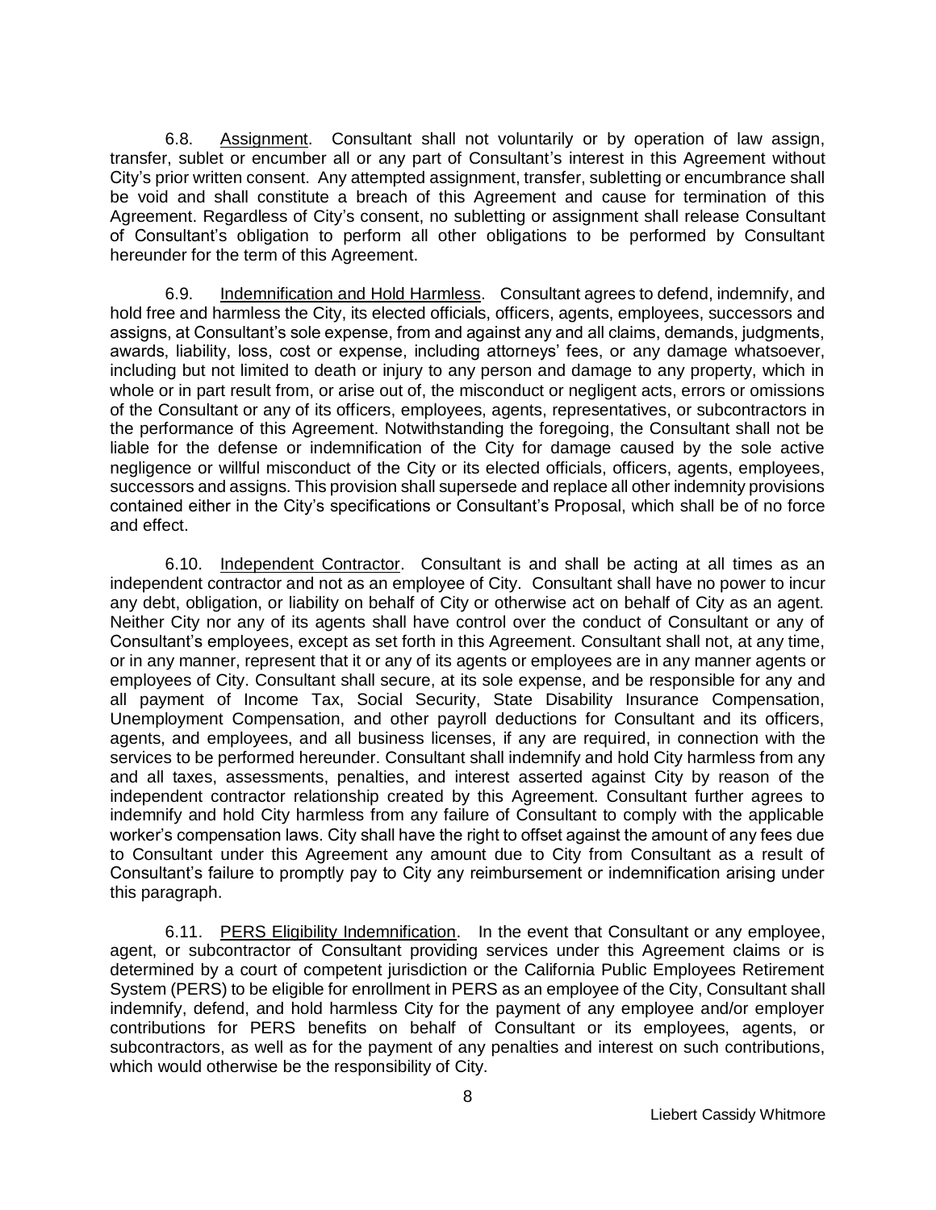6.8. Assignment. Consultant shall not voluntarily or by operation of law assign, transfer, sublet or encumber all or any part of Consultant's interest in this Agreement without City's prior written consent. Any attempted assignment, transfer, subletting or encumbrance shall be void and shall constitute a breach of this Agreement and cause for termination of this Agreement. Regardless of City's consent, no subletting or assignment shall release Consultant of Consultant's obligation to perform all other obligations to be performed by Consultant hereunder for the term of this Agreement.

6.9. Indemnification and Hold Harmless. Consultant agrees to defend, indemnify, and hold free and harmless the City, its elected officials, officers, agents, employees, successors and assigns, at Consultant's sole expense, from and against any and all claims, demands, judgments, awards, liability, loss, cost or expense, including attorneys' fees, or any damage whatsoever, including but not limited to death or injury to any person and damage to any property, which in whole or in part result from, or arise out of, the misconduct or negligent acts, errors or omissions of the Consultant or any of its officers, employees, agents, representatives, or subcontractors in the performance of this Agreement. Notwithstanding the foregoing, the Consultant shall not be liable for the defense or indemnification of the City for damage caused by the sole active negligence or willful misconduct of the City or its elected officials, officers, agents, employees, successors and assigns. This provision shall supersede and replace all other indemnity provisions contained either in the City's specifications or Consultant's Proposal, which shall be of no force and effect.

6.10. Independent Contractor. Consultant is and shall be acting at all times as an independent contractor and not as an employee of City. Consultant shall have no power to incur any debt, obligation, or liability on behalf of City or otherwise act on behalf of City as an agent. Neither City nor any of its agents shall have control over the conduct of Consultant or any of Consultant's employees, except as set forth in this Agreement. Consultant shall not, at any time, or in any manner, represent that it or any of its agents or employees are in any manner agents or employees of City. Consultant shall secure, at its sole expense, and be responsible for any and all payment of Income Tax, Social Security, State Disability Insurance Compensation, Unemployment Compensation, and other payroll deductions for Consultant and its officers, agents, and employees, and all business licenses, if any are required, in connection with the services to be performed hereunder. Consultant shall indemnify and hold City harmless from any and all taxes, assessments, penalties, and interest asserted against City by reason of the independent contractor relationship created by this Agreement. Consultant further agrees to indemnify and hold City harmless from any failure of Consultant to comply with the applicable worker's compensation laws. City shall have the right to offset against the amount of any fees due to Consultant under this Agreement any amount due to City from Consultant as a result of Consultant's failure to promptly pay to City any reimbursement or indemnification arising under this paragraph.

6.11. PERS Eligibility Indemnification. In the event that Consultant or any employee, agent, or subcontractor of Consultant providing services under this Agreement claims or is determined by a court of competent jurisdiction or the California Public Employees Retirement System (PERS) to be eligible for enrollment in PERS as an employee of the City, Consultant shall indemnify, defend, and hold harmless City for the payment of any employee and/or employer contributions for PERS benefits on behalf of Consultant or its employees, agents, or subcontractors, as well as for the payment of any penalties and interest on such contributions, which would otherwise be the responsibility of City.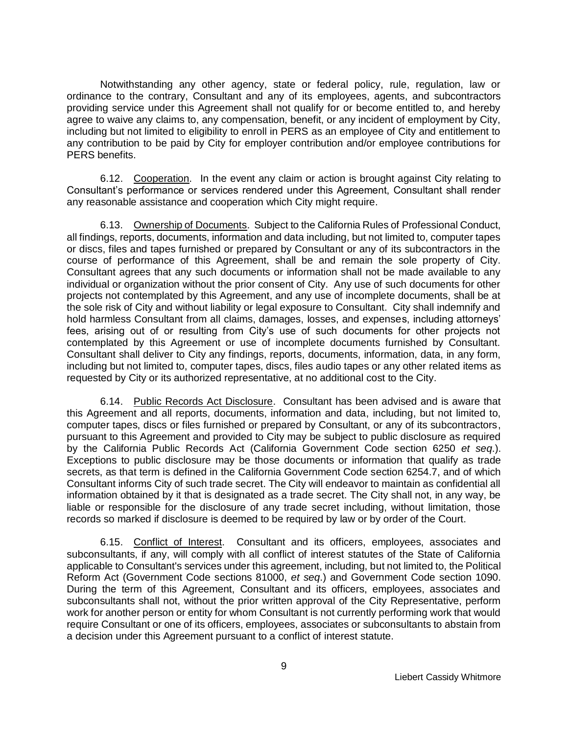Notwithstanding any other agency, state or federal policy, rule, regulation, law or ordinance to the contrary, Consultant and any of its employees, agents, and subcontractors providing service under this Agreement shall not qualify for or become entitled to, and hereby agree to waive any claims to, any compensation, benefit, or any incident of employment by City, including but not limited to eligibility to enroll in PERS as an employee of City and entitlement to any contribution to be paid by City for employer contribution and/or employee contributions for PERS benefits.

6.12. Cooperation. In the event any claim or action is brought against City relating to Consultant's performance or services rendered under this Agreement, Consultant shall render any reasonable assistance and cooperation which City might require.

6.13. Ownership of Documents. Subject to the California Rules of Professional Conduct, all findings, reports, documents, information and data including, but not limited to, computer tapes or discs, files and tapes furnished or prepared by Consultant or any of its subcontractors in the course of performance of this Agreement, shall be and remain the sole property of City. Consultant agrees that any such documents or information shall not be made available to any individual or organization without the prior consent of City. Any use of such documents for other projects not contemplated by this Agreement, and any use of incomplete documents, shall be at the sole risk of City and without liability or legal exposure to Consultant. City shall indemnify and hold harmless Consultant from all claims, damages, losses, and expenses, including attorneys' fees, arising out of or resulting from City's use of such documents for other projects not contemplated by this Agreement or use of incomplete documents furnished by Consultant. Consultant shall deliver to City any findings, reports, documents, information, data, in any form, including but not limited to, computer tapes, discs, files audio tapes or any other related items as requested by City or its authorized representative, at no additional cost to the City.

6.14. Public Records Act Disclosure. Consultant has been advised and is aware that this Agreement and all reports, documents, information and data, including, but not limited to, computer tapes, discs or files furnished or prepared by Consultant, or any of its subcontractors, pursuant to this Agreement and provided to City may be subject to public disclosure as required by the California Public Records Act (California Government Code section 6250 *et seq.*). Exceptions to public disclosure may be those documents or information that qualify as trade secrets, as that term is defined in the California Government Code section 6254.7, and of which Consultant informs City of such trade secret. The City will endeavor to maintain as confidential all information obtained by it that is designated as a trade secret. The City shall not, in any way, be liable or responsible for the disclosure of any trade secret including, without limitation, those records so marked if disclosure is deemed to be required by law or by order of the Court.

6.15. Conflict of Interest. Consultant and its officers, employees, associates and subconsultants, if any, will comply with all conflict of interest statutes of the State of California applicable to Consultant's services under this agreement, including, but not limited to, the Political Reform Act (Government Code sections 81000, *et seq*.) and Government Code section 1090. During the term of this Agreement, Consultant and its officers, employees, associates and subconsultants shall not, without the prior written approval of the City Representative, perform work for another person or entity for whom Consultant is not currently performing work that would require Consultant or one of its officers, employees, associates or subconsultants to abstain from a decision under this Agreement pursuant to a conflict of interest statute.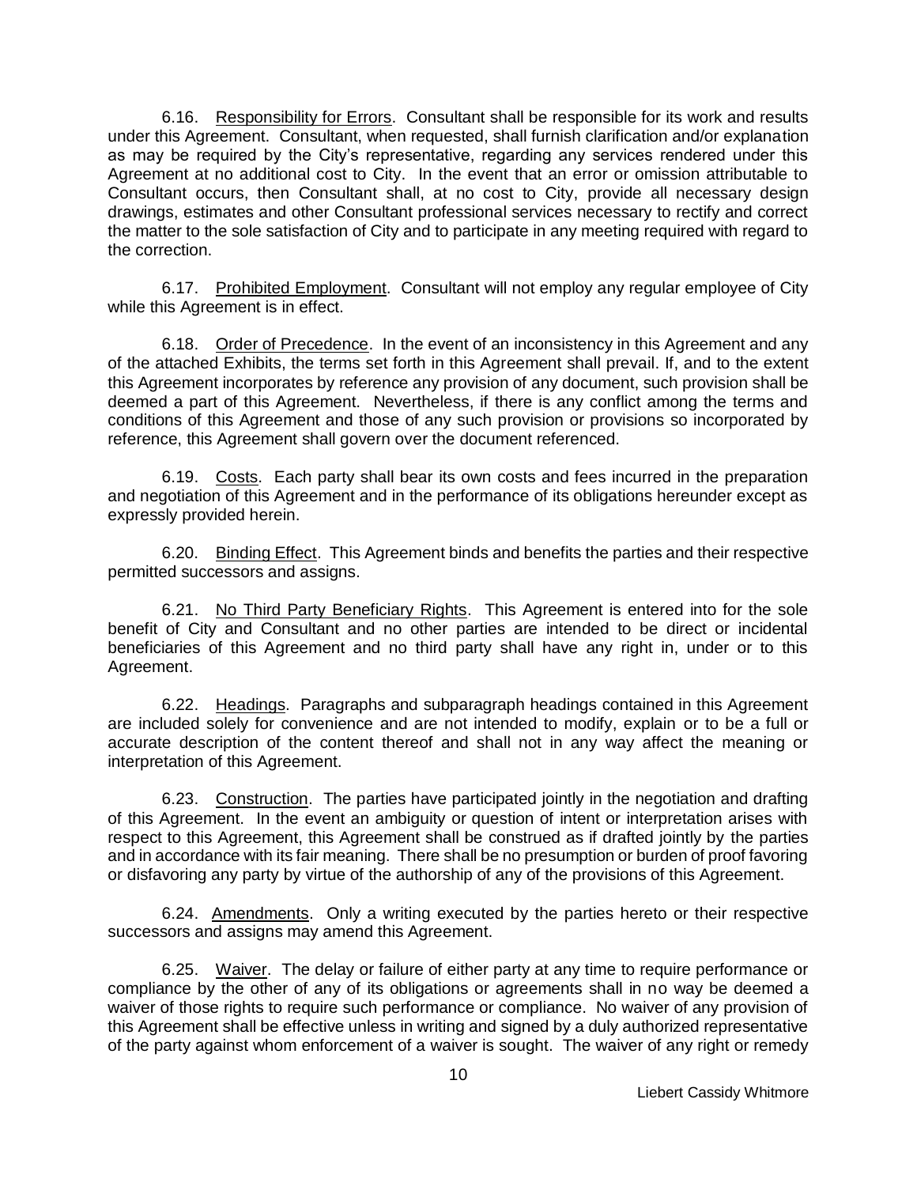6.16. Responsibility for Errors. Consultant shall be responsible for its work and results under this Agreement. Consultant, when requested, shall furnish clarification and/or explanation as may be required by the City's representative, regarding any services rendered under this Agreement at no additional cost to City. In the event that an error or omission attributable to Consultant occurs, then Consultant shall, at no cost to City, provide all necessary design drawings, estimates and other Consultant professional services necessary to rectify and correct the matter to the sole satisfaction of City and to participate in any meeting required with regard to the correction.

6.17. Prohibited Employment. Consultant will not employ any regular employee of City while this Agreement is in effect.

6.18. Order of Precedence. In the event of an inconsistency in this Agreement and any of the attached Exhibits, the terms set forth in this Agreement shall prevail. If, and to the extent this Agreement incorporates by reference any provision of any document, such provision shall be deemed a part of this Agreement. Nevertheless, if there is any conflict among the terms and conditions of this Agreement and those of any such provision or provisions so incorporated by reference, this Agreement shall govern over the document referenced.

6.19. Costs. Each party shall bear its own costs and fees incurred in the preparation and negotiation of this Agreement and in the performance of its obligations hereunder except as expressly provided herein.

6.20. Binding Effect. This Agreement binds and benefits the parties and their respective permitted successors and assigns.

6.21. No Third Party Beneficiary Rights. This Agreement is entered into for the sole benefit of City and Consultant and no other parties are intended to be direct or incidental beneficiaries of this Agreement and no third party shall have any right in, under or to this Agreement.

6.22. Headings. Paragraphs and subparagraph headings contained in this Agreement are included solely for convenience and are not intended to modify, explain or to be a full or accurate description of the content thereof and shall not in any way affect the meaning or interpretation of this Agreement.

6.23. Construction. The parties have participated jointly in the negotiation and drafting of this Agreement. In the event an ambiguity or question of intent or interpretation arises with respect to this Agreement, this Agreement shall be construed as if drafted jointly by the parties and in accordance with its fair meaning. There shall be no presumption or burden of proof favoring or disfavoring any party by virtue of the authorship of any of the provisions of this Agreement.

6.24. Amendments. Only a writing executed by the parties hereto or their respective successors and assigns may amend this Agreement.

6.25. Waiver. The delay or failure of either party at any time to require performance or compliance by the other of any of its obligations or agreements shall in no way be deemed a waiver of those rights to require such performance or compliance. No waiver of any provision of this Agreement shall be effective unless in writing and signed by a duly authorized representative of the party against whom enforcement of a waiver is sought. The waiver of any right or remedy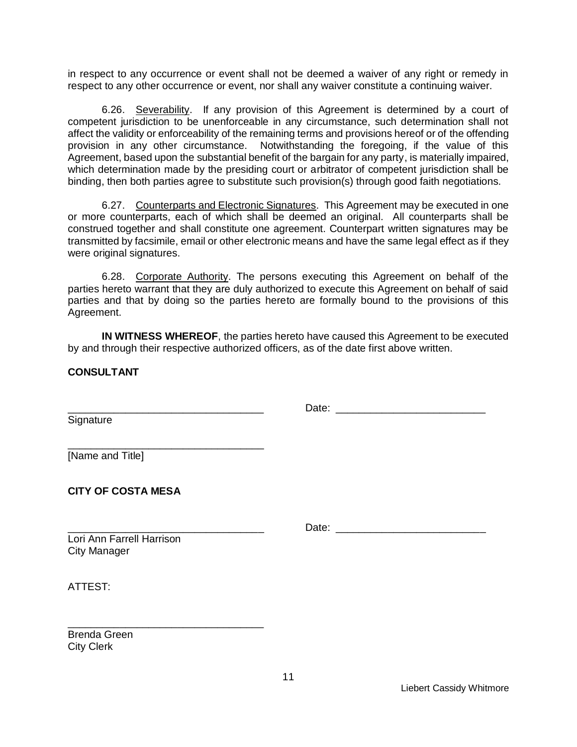in respect to any occurrence or event shall not be deemed a waiver of any right or remedy in respect to any other occurrence or event, nor shall any waiver constitute a continuing waiver.

6.26. Severability. If any provision of this Agreement is determined by a court of competent jurisdiction to be unenforceable in any circumstance, such determination shall not affect the validity or enforceability of the remaining terms and provisions hereof or of the offending provision in any other circumstance. Notwithstanding the foregoing, if the value of this Agreement, based upon the substantial benefit of the bargain for any party, is materially impaired, which determination made by the presiding court or arbitrator of competent jurisdiction shall be binding, then both parties agree to substitute such provision(s) through good faith negotiations.

6.27. Counterparts and Electronic Signatures. This Agreement may be executed in one or more counterparts, each of which shall be deemed an original. All counterparts shall be construed together and shall constitute one agreement. Counterpart written signatures may be transmitted by facsimile, email or other electronic means and have the same legal effect as if they were original signatures.

6.28. Corporate Authority. The persons executing this Agreement on behalf of the parties hereto warrant that they are duly authorized to execute this Agreement on behalf of said parties and that by doing so the parties hereto are formally bound to the provisions of this Agreement.

**IN WITNESS WHEREOF**, the parties hereto have caused this Agreement to be executed by and through their respective authorized officers, as of the date first above written.

**CONSULTANT**

__________________________________ Date: __________________________

Signature

__________________________________

[Name and Title]

**CITY OF COSTA MESA**

__________________________________ Date: __________________________

Lori Ann Farrell Harrison
City Manager

ATTEST:

__________________________________

Brenda Green
City Clerk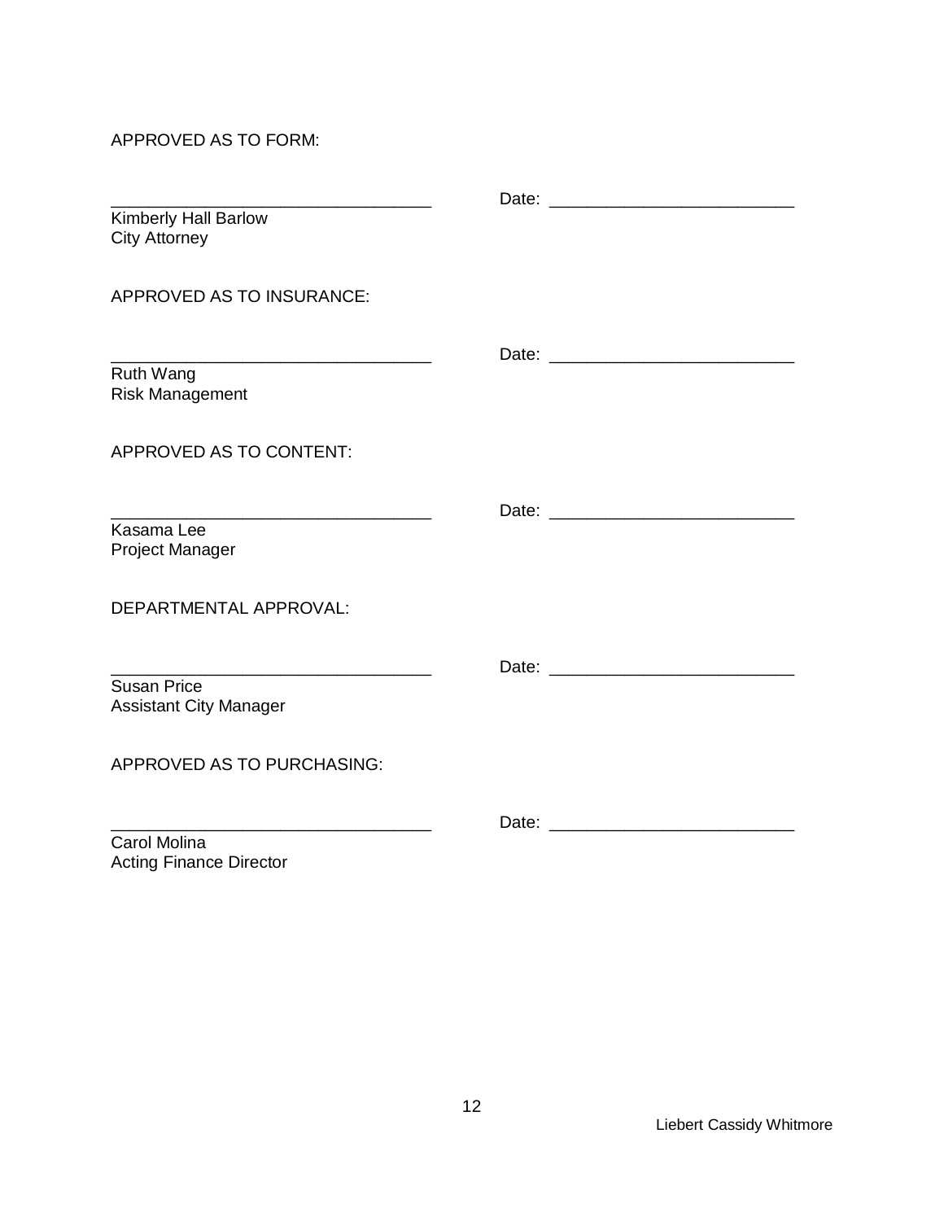APPROVED AS TO FORM:

\_\_\_\_\_\_\_\_\_\_\_\_\_\_\_\_\_\_\_\_\_\_\_\_\_\_\_\_\_\_\_\_\_\_ Date: \_\_\_\_\_\_\_\_\_\_\_\_\_\_\_\_\_\_\_\_\_\_\_\_\_\_

Kimberly Hall Barlow
City Attorney

APPROVED AS TO INSURANCE:

\_\_\_\_\_\_\_\_\_\_\_\_\_\_\_\_\_\_\_\_\_\_\_\_\_\_\_\_\_\_\_\_\_\_ Date: \_\_\_\_\_\_\_\_\_\_\_\_\_\_\_\_\_\_\_\_\_\_\_\_\_\_

Ruth Wang
Risk Management

APPROVED AS TO CONTENT:

\_\_\_\_\_\_\_\_\_\_\_\_\_\_\_\_\_\_\_\_\_\_\_\_\_\_\_\_\_\_\_\_\_\_ Date: \_\_\_\_\_\_\_\_\_\_\_\_\_\_\_\_\_\_\_\_\_\_\_\_\_\_

Kasama Lee
Project Manager

DEPARTMENTAL APPROVAL:

\_\_\_\_\_\_\_\_\_\_\_\_\_\_\_\_\_\_\_\_\_\_\_\_\_\_\_\_\_\_\_\_\_\_ Date: \_\_\_\_\_\_\_\_\_\_\_\_\_\_\_\_\_\_\_\_\_\_\_\_\_\_

Susan Price
Assistant City Manager

APPROVED AS TO PURCHASING:

\_\_\_\_\_\_\_\_\_\_\_\_\_\_\_\_\_\_\_\_\_\_\_\_\_\_\_\_\_\_\_\_\_\_ Date: \_\_\_\_\_\_\_\_\_\_\_\_\_\_\_\_\_\_\_\_\_\_\_\_\_\_

Carol Molina
Acting Finance Director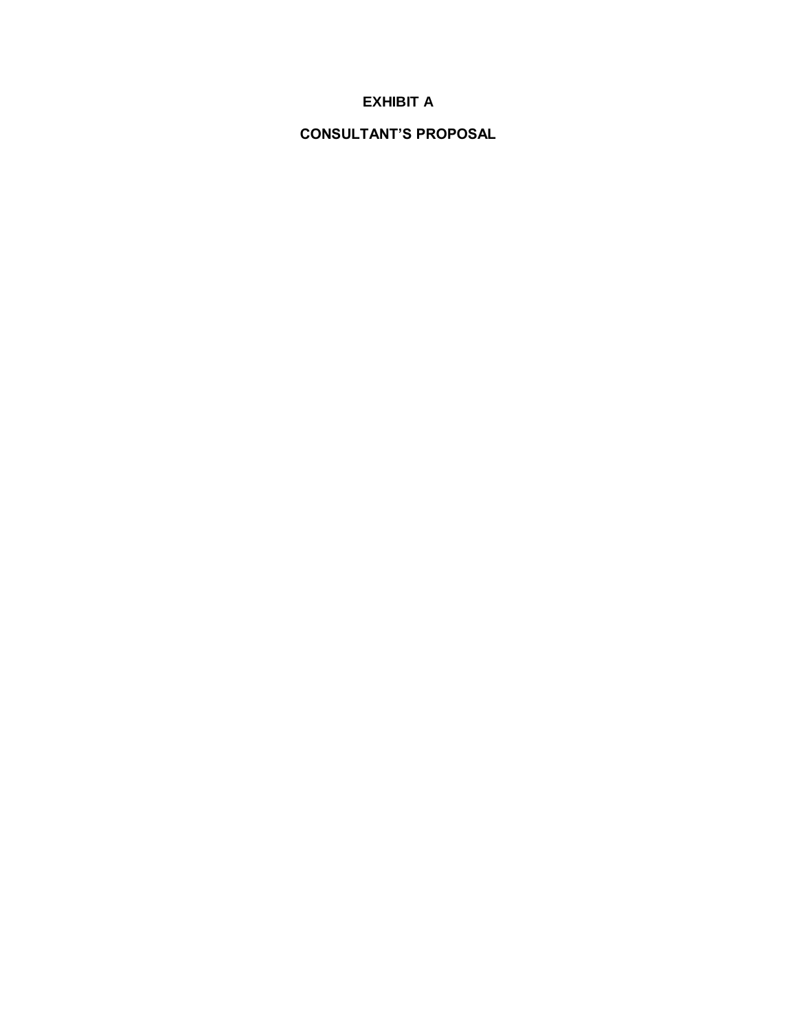# EXHIBIT A

# CONSULTANT'S PROPOSAL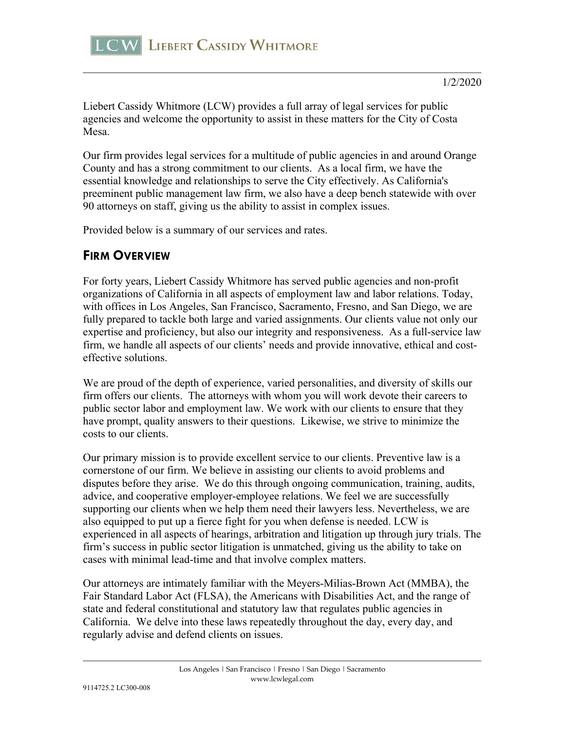1/2/2020

Liebert Cassidy Whitmore (LCW) provides a full array of legal services for public agencies and welcome the opportunity to assist in these matters for the City of Costa Mesa.

Our firm provides legal services for a multitude of public agencies in and around Orange County and has a strong commitment to our clients. As a local firm, we have the essential knowledge and relationships to serve the City effectively. As California's preeminent public management law firm, we also have a deep bench statewide with over 90 attorneys on staff, giving us the ability to assist in complex issues.

Provided below is a summary of our services and rates.

## FIRM OVERVIEW

For forty years, Liebert Cassidy Whitmore has served public agencies and non-profit organizations of California in all aspects of employment law and labor relations. Today, with offices in Los Angeles, San Francisco, Sacramento, Fresno, and San Diego, we are fully prepared to tackle both large and varied assignments. Our clients value not only our expertise and proficiency, but also our integrity and responsiveness. As a full-service law firm, we handle all aspects of our clients' needs and provide innovative, ethical and cost-effective solutions.

We are proud of the depth of experience, varied personalities, and diversity of skills our firm offers our clients. The attorneys with whom you will work devote their careers to public sector labor and employment law. We work with our clients to ensure that they have prompt, quality answers to their questions. Likewise, we strive to minimize the costs to our clients.

Our primary mission is to provide excellent service to our clients. Preventive law is a cornerstone of our firm. We believe in assisting our clients to avoid problems and disputes before they arise. We do this through ongoing communication, training, audits, advice, and cooperative employer-employee relations. We feel we are successfully supporting our clients when we help them need their lawyers less. Nevertheless, we are also equipped to put up a fierce fight for you when defense is needed. LCW is experienced in all aspects of hearings, arbitration and litigation up through jury trials. The firm's success in public sector litigation is unmatched, giving us the ability to take on cases with minimal lead-time and that involve complex matters.

Our attorneys are intimately familiar with the Meyers-Milias-Brown Act (MMBA), the Fair Standard Labor Act (FLSA), the Americans with Disabilities Act, and the range of state and federal constitutional and statutory law that regulates public agencies in California. We delve into these laws repeatedly throughout the day, every day, and regularly advise and defend clients on issues.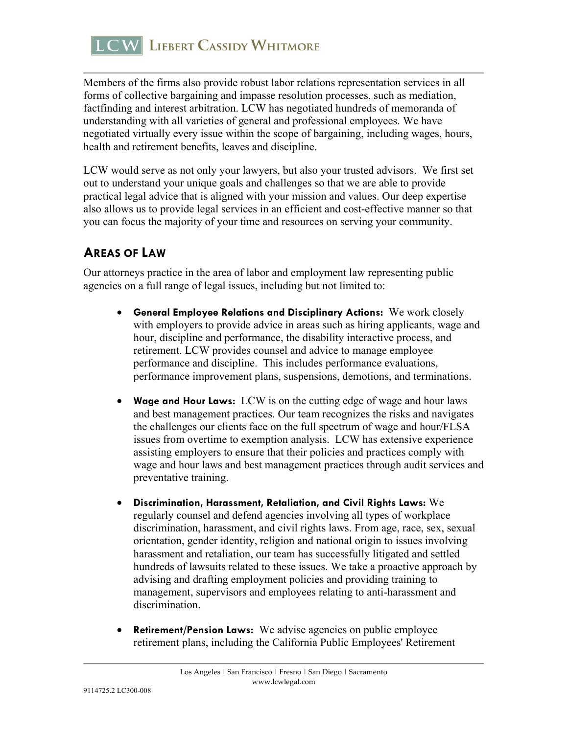Members of the firms also provide robust labor relations representation services in all forms of collective bargaining and impasse resolution processes, such as mediation, factfinding and interest arbitration. LCW has negotiated hundreds of memoranda of understanding with all varieties of general and professional employees. We have negotiated virtually every issue within the scope of bargaining, including wages, hours, health and retirement benefits, leaves and discipline.

LCW would serve as not only your lawyers, but also your trusted advisors. We first set out to understand your unique goals and challenges so that we are able to provide practical legal advice that is aligned with your mission and values. Our deep expertise also allows us to provide legal services in an efficient and cost-effective manner so that you can focus the majority of your time and resources on serving your community.

## Areas of Law

Our attorneys practice in the area of labor and employment law representing public agencies on a full range of legal issues, including but not limited to:

- **General Employee Relations and Disciplinary Actions:** We work closely with employers to provide advice in areas such as hiring applicants, wage and hour, discipline and performance, the disability interactive process, and retirement. LCW provides counsel and advice to manage employee performance and discipline. This includes performance evaluations, performance improvement plans, suspensions, demotions, and terminations.

- **Wage and Hour Laws:** LCW is on the cutting edge of wage and hour laws and best management practices. Our team recognizes the risks and navigates the challenges our clients face on the full spectrum of wage and hour/FLSA issues from overtime to exemption analysis. LCW has extensive experience assisting employers to ensure that their policies and practices comply with wage and hour laws and best management practices through audit services and preventative training.

- **Discrimination, Harassment, Retaliation, and Civil Rights Laws:** We regularly counsel and defend agencies involving all types of workplace discrimination, harassment, and civil rights laws. From age, race, sex, sexual orientation, gender identity, religion and national origin to issues involving harassment and retaliation, our team has successfully litigated and settled hundreds of lawsuits related to these issues. We take a proactive approach by advising and drafting employment policies and providing training to management, supervisors and employees relating to anti-harassment and discrimination.

- **Retirement/Pension Laws:** We advise agencies on public employee retirement plans, including the California Public Employees' Retirement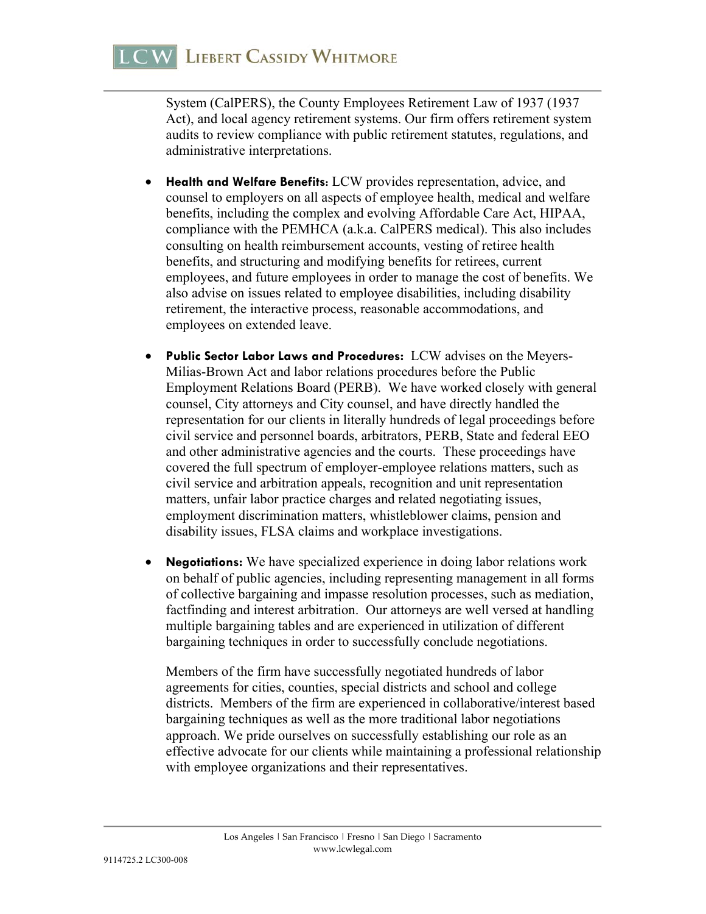System (CalPERS), the County Employees Retirement Law of 1937 (1937 Act), and local agency retirement systems. Our firm offers retirement system audits to review compliance with public retirement statutes, regulations, and administrative interpretations.

- **Health and Welfare Benefits:** LCW provides representation, advice, and counsel to employers on all aspects of employee health, medical and welfare benefits, including the complex and evolving Affordable Care Act, HIPAA, compliance with the PEMHCA (a.k.a. CalPERS medical). This also includes consulting on health reimbursement accounts, vesting of retiree health benefits, and structuring and modifying benefits for retirees, current employees, and future employees in order to manage the cost of benefits. We also advise on issues related to employee disabilities, including disability retirement, the interactive process, reasonable accommodations, and employees on extended leave.

- **Public Sector Labor Laws and Procedures:** LCW advises on the Meyers-Milias-Brown Act and labor relations procedures before the Public Employment Relations Board (PERB). We have worked closely with general counsel, City attorneys and City counsel, and have directly handled the representation for our clients in literally hundreds of legal proceedings before civil service and personnel boards, arbitrators, PERB, State and federal EEO and other administrative agencies and the courts. These proceedings have covered the full spectrum of employer-employee relations matters, such as civil service and arbitration appeals, recognition and unit representation matters, unfair labor practice charges and related negotiating issues, employment discrimination matters, whistleblower claims, pension and disability issues, FLSA claims and workplace investigations.

- **Negotiations:** We have specialized experience in doing labor relations work on behalf of public agencies, including representing management in all forms of collective bargaining and impasse resolution processes, such as mediation, factfinding and interest arbitration. Our attorneys are well versed at handling multiple bargaining tables and are experienced in utilization of different bargaining techniques in order to successfully conclude negotiations.

  Members of the firm have successfully negotiated hundreds of labor agreements for cities, counties, special districts and school and college districts. Members of the firm are experienced in collaborative/interest based bargaining techniques as well as the more traditional labor negotiations approach. We pride ourselves on successfully establishing our role as an effective advocate for our clients while maintaining a professional relationship with employee organizations and their representatives.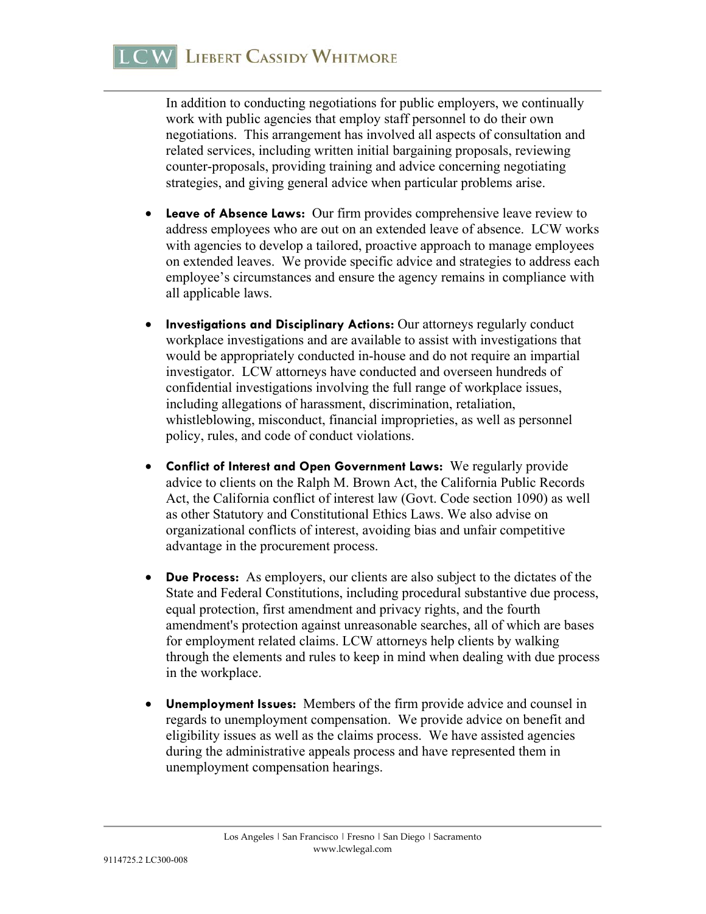In addition to conducting negotiations for public employers, we continually work with public agencies that employ staff personnel to do their own negotiations. This arrangement has involved all aspects of consultation and related services, including written initial bargaining proposals, reviewing counter-proposals, providing training and advice concerning negotiating strategies, and giving general advice when particular problems arise.

- **Leave of Absence Laws:** Our firm provides comprehensive leave review to address employees who are out on an extended leave of absence. LCW works with agencies to develop a tailored, proactive approach to manage employees on extended leaves. We provide specific advice and strategies to address each employee's circumstances and ensure the agency remains in compliance with all applicable laws.

- **Investigations and Disciplinary Actions:** Our attorneys regularly conduct workplace investigations and are available to assist with investigations that would be appropriately conducted in-house and do not require an impartial investigator. LCW attorneys have conducted and overseen hundreds of confidential investigations involving the full range of workplace issues, including allegations of harassment, discrimination, retaliation, whistleblowing, misconduct, financial improprieties, as well as personnel policy, rules, and code of conduct violations.

- **Conflict of Interest and Open Government Laws:** We regularly provide advice to clients on the Ralph M. Brown Act, the California Public Records Act, the California conflict of interest law (Govt. Code section 1090) as well as other Statutory and Constitutional Ethics Laws. We also advise on organizational conflicts of interest, avoiding bias and unfair competitive advantage in the procurement process.

- **Due Process:** As employers, our clients are also subject to the dictates of the State and Federal Constitutions, including procedural substantive due process, equal protection, first amendment and privacy rights, and the fourth amendment's protection against unreasonable searches, all of which are bases for employment related claims. LCW attorneys help clients by walking through the elements and rules to keep in mind when dealing with due process in the workplace.

- **Unemployment Issues:** Members of the firm provide advice and counsel in regards to unemployment compensation. We provide advice on benefit and eligibility issues as well as the claims process. We have assisted agencies during the administrative appeals process and have represented them in unemployment compensation hearings.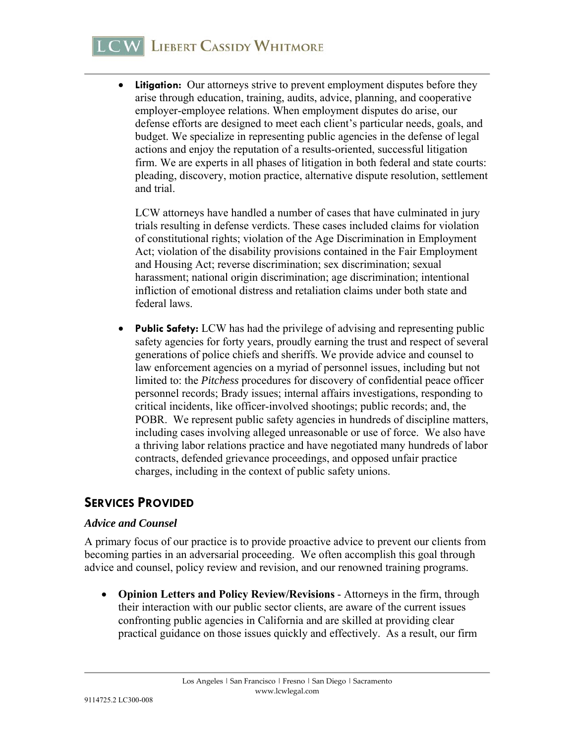- **Litigation:** Our attorneys strive to prevent employment disputes before they arise through education, training, audits, advice, planning, and cooperative employer-employee relations. When employment disputes do arise, our defense efforts are designed to meet each client's particular needs, goals, and budget. We specialize in representing public agencies in the defense of legal actions and enjoy the reputation of a results-oriented, successful litigation firm. We are experts in all phases of litigation in both federal and state courts: pleading, discovery, motion practice, alternative dispute resolution, settlement and trial.

  LCW attorneys have handled a number of cases that have culminated in jury trials resulting in defense verdicts. These cases included claims for violation of constitutional rights; violation of the Age Discrimination in Employment Act; violation of the disability provisions contained in the Fair Employment and Housing Act; reverse discrimination; sex discrimination; sexual harassment; national origin discrimination; age discrimination; intentional infliction of emotional distress and retaliation claims under both state and federal laws.

- **Public Safety:** LCW has had the privilege of advising and representing public safety agencies for forty years, proudly earning the trust and respect of several generations of police chiefs and sheriffs. We provide advice and counsel to law enforcement agencies on a myriad of personnel issues, including but not limited to: the *Pitchess* procedures for discovery of confidential peace officer personnel records; Brady issues; internal affairs investigations, responding to critical incidents, like officer-involved shootings; public records; and, the POBR. We represent public safety agencies in hundreds of discipline matters, including cases involving alleged unreasonable or use of force. We also have a thriving labor relations practice and have negotiated many hundreds of labor contracts, defended grievance proceedings, and opposed unfair practice charges, including in the context of public safety unions.

## Services Provided

### *Advice and Counsel*

A primary focus of our practice is to provide proactive advice to prevent our clients from becoming parties in an adversarial proceeding. We often accomplish this goal through advice and counsel, policy review and revision, and our renowned training programs.

- **Opinion Letters and Policy Review/Revisions** - Attorneys in the firm, through their interaction with our public sector clients, are aware of the current issues confronting public agencies in California and are skilled at providing clear practical guidance on those issues quickly and effectively. As a result, our firm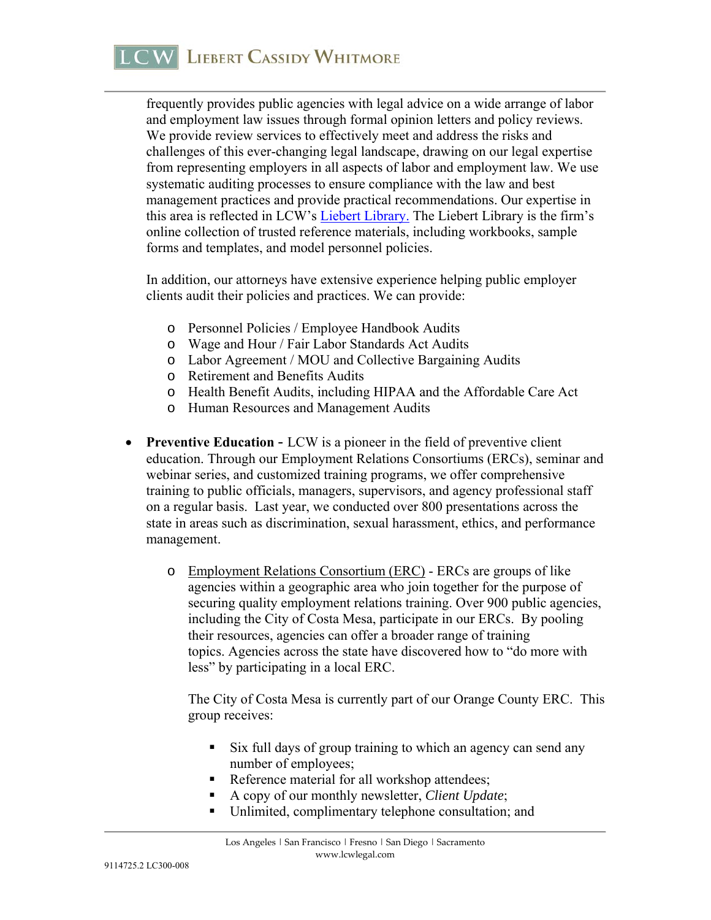frequently provides public agencies with legal advice on a wide arrange of labor and employment law issues through formal opinion letters and policy reviews. We provide review services to effectively meet and address the risks and challenges of this ever-changing legal landscape, drawing on our legal expertise from representing employers in all aspects of labor and employment law. We use systematic auditing processes to ensure compliance with the law and best management practices and provide practical recommendations. Our expertise in this area is reflected in LCW's Liebert Library. The Liebert Library is the firm's online collection of trusted reference materials, including workbooks, sample forms and templates, and model personnel policies.

In addition, our attorneys have extensive experience helping public employer clients audit their policies and practices. We can provide:

- Personnel Policies / Employee Handbook Audits
- Wage and Hour / Fair Labor Standards Act Audits
- Labor Agreement / MOU and Collective Bargaining Audits
- Retirement and Benefits Audits
- Health Benefit Audits, including HIPAA and the Affordable Care Act
- Human Resources and Management Audits

- **Preventive Education** - LCW is a pioneer in the field of preventive client education. Through our Employment Relations Consortiums (ERCs), seminar and webinar series, and customized training programs, we offer comprehensive training to public officials, managers, supervisors, and agency professional staff on a regular basis. Last year, we conducted over 800 presentations across the state in areas such as discrimination, sexual harassment, ethics, and performance management.

  - Employment Relations Consortium (ERC) - ERCs are groups of like agencies within a geographic area who join together for the purpose of securing quality employment relations training. Over 900 public agencies, including the City of Costa Mesa, participate in our ERCs. By pooling their resources, agencies can offer a broader range of training topics. Agencies across the state have discovered how to "do more with less" by participating in a local ERC.

    The City of Costa Mesa is currently part of our Orange County ERC. This group receives:

    - Six full days of group training to which an agency can send any number of employees;
    - Reference material for all workshop attendees;
    - A copy of our monthly newsletter, *Client Update*;
    - Unlimited, complimentary telephone consultation; and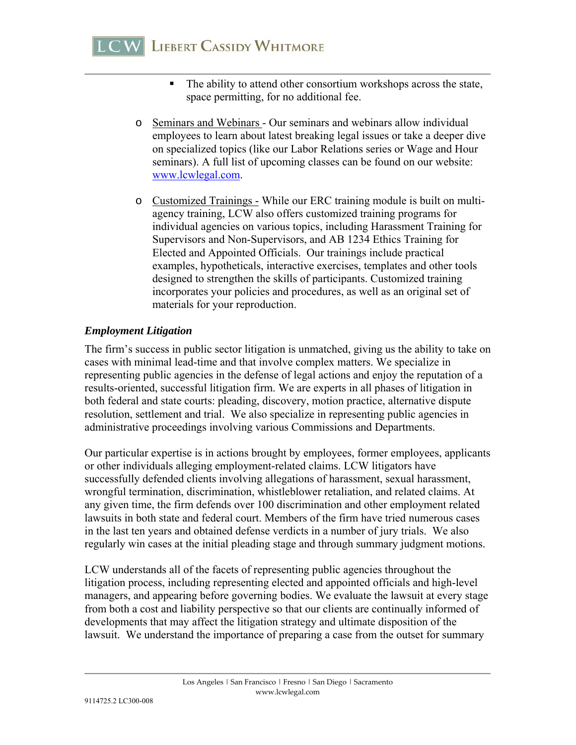- The ability to attend other consortium workshops across the state, space permitting, for no additional fee.

- Seminars and Webinars - Our seminars and webinars allow individual employees to learn about latest breaking legal issues or take a deeper dive on specialized topics (like our Labor Relations series or Wage and Hour seminars). A full list of upcoming classes can be found on our website: www.lcwlegal.com.

- Customized Trainings - While our ERC training module is built on multi-agency training, LCW also offers customized training programs for individual agencies on various topics, including Harassment Training for Supervisors and Non-Supervisors, and AB 1234 Ethics Training for Elected and Appointed Officials. Our trainings include practical examples, hypotheticals, interactive exercises, templates and other tools designed to strengthen the skills of participants. Customized training incorporates your policies and procedures, as well as an original set of materials for your reproduction.

***Employment Litigation***

The firm's success in public sector litigation is unmatched, giving us the ability to take on cases with minimal lead-time and that involve complex matters. We specialize in representing public agencies in the defense of legal actions and enjoy the reputation of a results-oriented, successful litigation firm. We are experts in all phases of litigation in both federal and state courts: pleading, discovery, motion practice, alternative dispute resolution, settlement and trial. We also specialize in representing public agencies in administrative proceedings involving various Commissions and Departments.

Our particular expertise is in actions brought by employees, former employees, applicants or other individuals alleging employment-related claims. LCW litigators have successfully defended clients involving allegations of harassment, sexual harassment, wrongful termination, discrimination, whistleblower retaliation, and related claims. At any given time, the firm defends over 100 discrimination and other employment related lawsuits in both state and federal court. Members of the firm have tried numerous cases in the last ten years and obtained defense verdicts in a number of jury trials. We also regularly win cases at the initial pleading stage and through summary judgment motions.

LCW understands all of the facets of representing public agencies throughout the litigation process, including representing elected and appointed officials and high-level managers, and appearing before governing bodies. We evaluate the lawsuit at every stage from both a cost and liability perspective so that our clients are continually informed of developments that may affect the litigation strategy and ultimate disposition of the lawsuit. We understand the importance of preparing a case from the outset for summary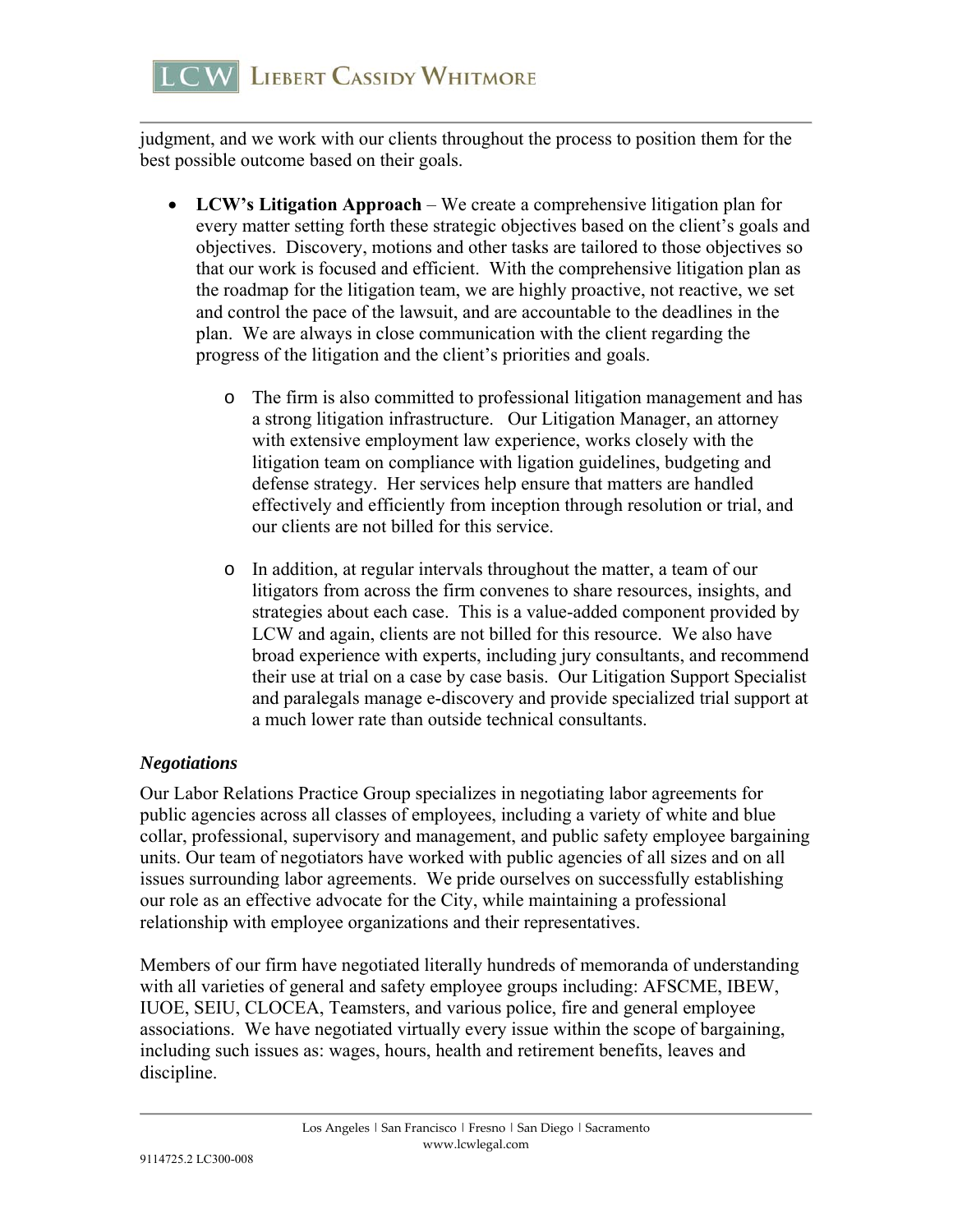judgment, and we work with our clients throughout the process to position them for the best possible outcome based on their goals.

- **LCW's Litigation Approach** – We create a comprehensive litigation plan for every matter setting forth these strategic objectives based on the client's goals and objectives. Discovery, motions and other tasks are tailored to those objectives so that our work is focused and efficient. With the comprehensive litigation plan as the roadmap for the litigation team, we are highly proactive, not reactive, we set and control the pace of the lawsuit, and are accountable to the deadlines in the plan. We are always in close communication with the client regarding the progress of the litigation and the client's priorities and goals.
  - The firm is also committed to professional litigation management and has a strong litigation infrastructure. Our Litigation Manager, an attorney with extensive employment law experience, works closely with the litigation team on compliance with ligation guidelines, budgeting and defense strategy. Her services help ensure that matters are handled effectively and efficiently from inception through resolution or trial, and our clients are not billed for this service.
  - In addition, at regular intervals throughout the matter, a team of our litigators from across the firm convenes to share resources, insights, and strategies about each case. This is a value-added component provided by LCW and again, clients are not billed for this resource. We also have broad experience with experts, including jury consultants, and recommend their use at trial on a case by case basis. Our Litigation Support Specialist and paralegals manage e-discovery and provide specialized trial support at a much lower rate than outside technical consultants.

***Negotiations***

Our Labor Relations Practice Group specializes in negotiating labor agreements for public agencies across all classes of employees, including a variety of white and blue collar, professional, supervisory and management, and public safety employee bargaining units. Our team of negotiators have worked with public agencies of all sizes and on all issues surrounding labor agreements. We pride ourselves on successfully establishing our role as an effective advocate for the City, while maintaining a professional relationship with employee organizations and their representatives.

Members of our firm have negotiated literally hundreds of memoranda of understanding with all varieties of general and safety employee groups including: AFSCME, IBEW, IUOE, SEIU, CLOCEA, Teamsters, and various police, fire and general employee associations. We have negotiated virtually every issue within the scope of bargaining, including such issues as: wages, hours, health and retirement benefits, leaves and discipline.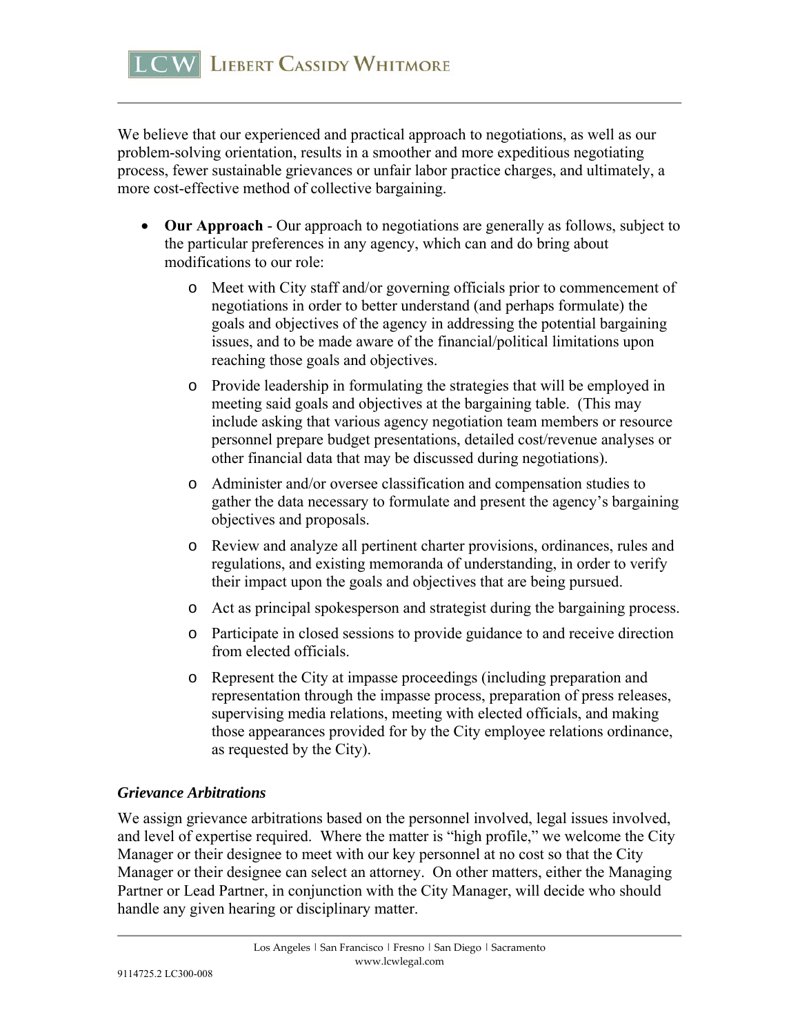We believe that our experienced and practical approach to negotiations, as well as our problem-solving orientation, results in a smoother and more expeditious negotiating process, fewer sustainable grievances or unfair labor practice charges, and ultimately, a more cost-effective method of collective bargaining.

- **Our Approach** - Our approach to negotiations are generally as follows, subject to the particular preferences in any agency, which can and do bring about modifications to our role:
  - Meet with City staff and/or governing officials prior to commencement of negotiations in order to better understand (and perhaps formulate) the goals and objectives of the agency in addressing the potential bargaining issues, and to be made aware of the financial/political limitations upon reaching those goals and objectives.
  - Provide leadership in formulating the strategies that will be employed in meeting said goals and objectives at the bargaining table. (This may include asking that various agency negotiation team members or resource personnel prepare budget presentations, detailed cost/revenue analyses or other financial data that may be discussed during negotiations).
  - Administer and/or oversee classification and compensation studies to gather the data necessary to formulate and present the agency's bargaining objectives and proposals.
  - Review and analyze all pertinent charter provisions, ordinances, rules and regulations, and existing memoranda of understanding, in order to verify their impact upon the goals and objectives that are being pursued.
  - Act as principal spokesperson and strategist during the bargaining process.
  - Participate in closed sessions to provide guidance to and receive direction from elected officials.
  - Represent the City at impasse proceedings (including preparation and representation through the impasse process, preparation of press releases, supervising media relations, meeting with elected officials, and making those appearances provided for by the City employee relations ordinance, as requested by the City).

***Grievance Arbitrations***

We assign grievance arbitrations based on the personnel involved, legal issues involved, and level of expertise required. Where the matter is "high profile," we welcome the City Manager or their designee to meet with our key personnel at no cost so that the City Manager or their designee can select an attorney. On other matters, either the Managing Partner or Lead Partner, in conjunction with the City Manager, will decide who should handle any given hearing or disciplinary matter.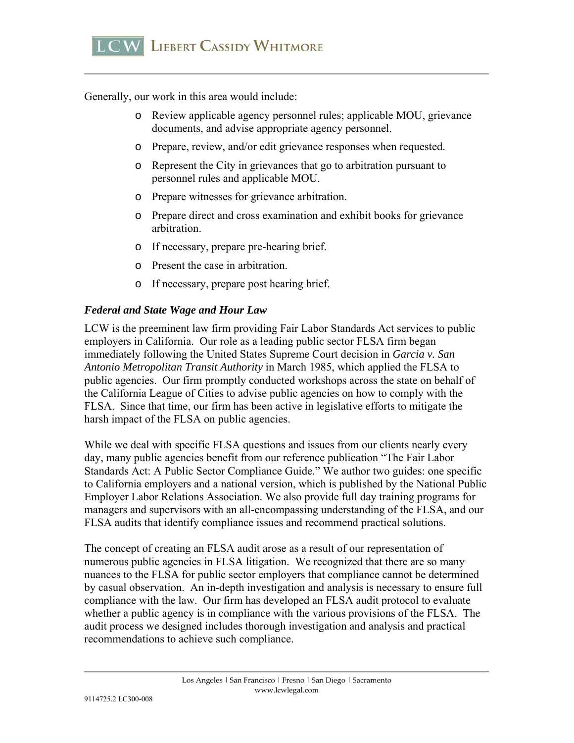Generally, our work in this area would include:

- Review applicable agency personnel rules; applicable MOU, grievance documents, and advise appropriate agency personnel.
- Prepare, review, and/or edit grievance responses when requested.
- Represent the City in grievances that go to arbitration pursuant to personnel rules and applicable MOU.
- Prepare witnesses for grievance arbitration.
- Prepare direct and cross examination and exhibit books for grievance arbitration.
- If necessary, prepare pre-hearing brief.
- Present the case in arbitration.
- If necessary, prepare post hearing brief.

***Federal and State Wage and Hour Law***

LCW is the preeminent law firm providing Fair Labor Standards Act services to public employers in California. Our role as a leading public sector FLSA firm began immediately following the United States Supreme Court decision in *Garcia v. San Antonio Metropolitan Transit Authority* in March 1985, which applied the FLSA to public agencies. Our firm promptly conducted workshops across the state on behalf of the California League of Cities to advise public agencies on how to comply with the FLSA. Since that time, our firm has been active in legislative efforts to mitigate the harsh impact of the FLSA on public agencies.

While we deal with specific FLSA questions and issues from our clients nearly every day, many public agencies benefit from our reference publication "The Fair Labor Standards Act: A Public Sector Compliance Guide." We author two guides: one specific to California employers and a national version, which is published by the National Public Employer Labor Relations Association. We also provide full day training programs for managers and supervisors with an all-encompassing understanding of the FLSA, and our FLSA audits that identify compliance issues and recommend practical solutions.

The concept of creating an FLSA audit arose as a result of our representation of numerous public agencies in FLSA litigation. We recognized that there are so many nuances to the FLSA for public sector employers that compliance cannot be determined by casual observation. An in-depth investigation and analysis is necessary to ensure full compliance with the law. Our firm has developed an FLSA audit protocol to evaluate whether a public agency is in compliance with the various provisions of the FLSA. The audit process we designed includes thorough investigation and analysis and practical recommendations to achieve such compliance.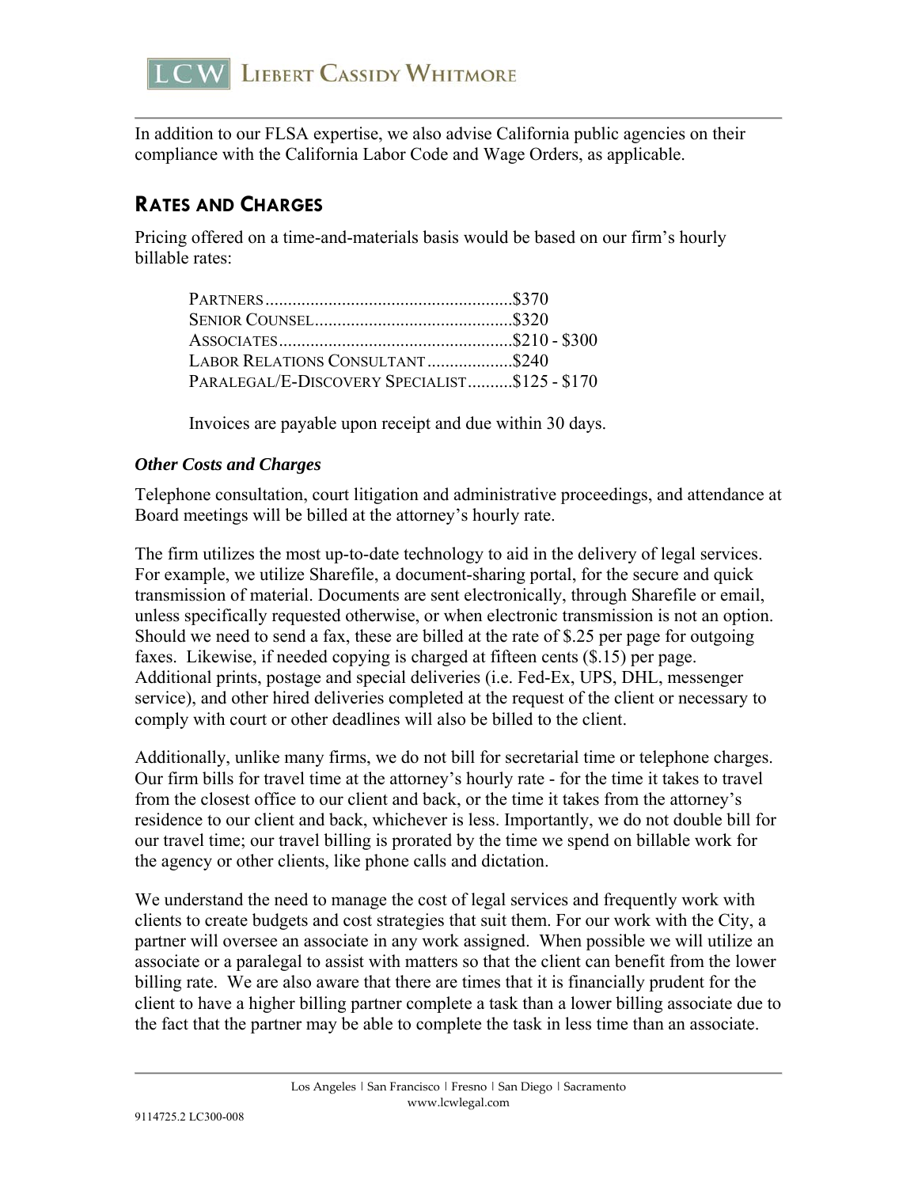In addition to our FLSA expertise, we also advise California public agencies on their compliance with the California Labor Code and Wage Orders, as applicable.

## Rates and Charges

Pricing offered on a time-and-materials basis would be based on our firm's hourly billable rates:

| Position | Rate |
|---|---|
| Partners | $370 |
| Senior Counsel | $320 |
| Associates | $210 - $300 |
| Labor Relations Consultant | $240 |
| Paralegal/E-Discovery Specialist | $125 - $170 |

Invoices are payable upon receipt and due within 30 days.

### *Other Costs and Charges*

Telephone consultation, court litigation and administrative proceedings, and attendance at Board meetings will be billed at the attorney's hourly rate.

The firm utilizes the most up-to-date technology to aid in the delivery of legal services. For example, we utilize Sharefile, a document-sharing portal, for the secure and quick transmission of material. Documents are sent electronically, through Sharefile or email, unless specifically requested otherwise, or when electronic transmission is not an option. Should we need to send a fax, these are billed at the rate of $.25 per page for outgoing faxes. Likewise, if needed copying is charged at fifteen cents ($.15) per page. Additional prints, postage and special deliveries (i.e. Fed-Ex, UPS, DHL, messenger service), and other hired deliveries completed at the request of the client or necessary to comply with court or other deadlines will also be billed to the client.

Additionally, unlike many firms, we do not bill for secretarial time or telephone charges. Our firm bills for travel time at the attorney's hourly rate - for the time it takes to travel from the closest office to our client and back, or the time it takes from the attorney's residence to our client and back, whichever is less. Importantly, we do not double bill for our travel time; our travel billing is prorated by the time we spend on billable work for the agency or other clients, like phone calls and dictation.

We understand the need to manage the cost of legal services and frequently work with clients to create budgets and cost strategies that suit them. For our work with the City, a partner will oversee an associate in any work assigned. When possible we will utilize an associate or a paralegal to assist with matters so that the client can benefit from the lower billing rate. We are also aware that there are times that it is financially prudent for the client to have a higher billing partner complete a task than a lower billing associate due to the fact that the partner may be able to complete the task in less time than an associate.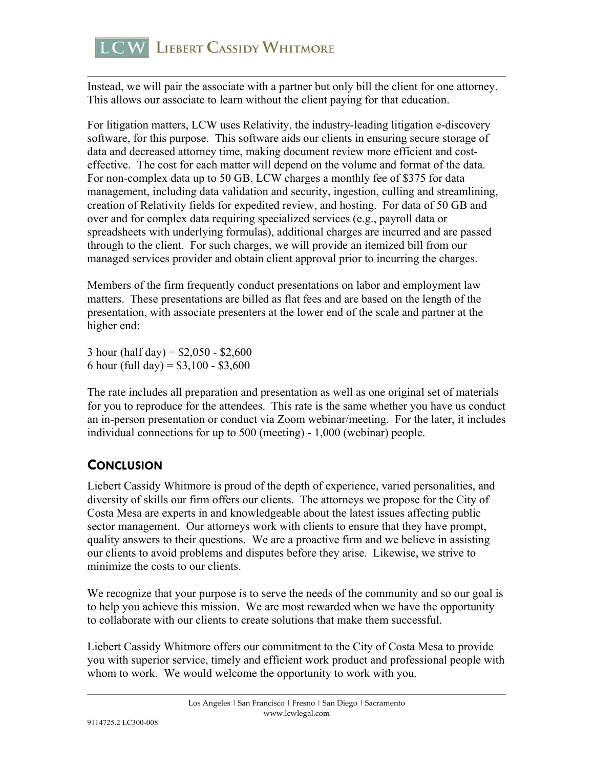Instead, we will pair the associate with a partner but only bill the client for one attorney. This allows our associate to learn without the client paying for that education.

For litigation matters, LCW uses Relativity, the industry-leading litigation e-discovery software, for this purpose. This software aids our clients in ensuring secure storage of data and decreased attorney time, making document review more efficient and cost-effective. The cost for each matter will depend on the volume and format of the data. For non-complex data up to 50 GB, LCW charges a monthly fee of $375 for data management, including data validation and security, ingestion, culling and streamlining, creation of Relativity fields for expedited review, and hosting. For data of 50 GB and over and for complex data requiring specialized services (e.g., payroll data or spreadsheets with underlying formulas), additional charges are incurred and are passed through to the client. For such charges, we will provide an itemized bill from our managed services provider and obtain client approval prior to incurring the charges.

Members of the firm frequently conduct presentations on labor and employment law matters. These presentations are billed as flat fees and are based on the length of the presentation, with associate presenters at the lower end of the scale and partner at the higher end:

3 hour (half day) = $2,050 - $2,600
6 hour (full day) = $3,100 - $3,600

The rate includes all preparation and presentation as well as one original set of materials for you to reproduce for the attendees. This rate is the same whether you have us conduct an in-person presentation or conduct via Zoom webinar/meeting. For the later, it includes individual connections for up to 500 (meeting) - 1,000 (webinar) people.

## Conclusion

Liebert Cassidy Whitmore is proud of the depth of experience, varied personalities, and diversity of skills our firm offers our clients. The attorneys we propose for the City of Costa Mesa are experts in and knowledgeable about the latest issues affecting public sector management. Our attorneys work with clients to ensure that they have prompt, quality answers to their questions. We are a proactive firm and we believe in assisting our clients to avoid problems and disputes before they arise. Likewise, we strive to minimize the costs to our clients.

We recognize that your purpose is to serve the needs of the community and so our goal is to help you achieve this mission. We are most rewarded when we have the opportunity to collaborate with our clients to create solutions that make them successful.

Liebert Cassidy Whitmore offers our commitment to the City of Costa Mesa to provide you with superior service, timely and efficient work product and professional people with whom to work. We would welcome the opportunity to work with you.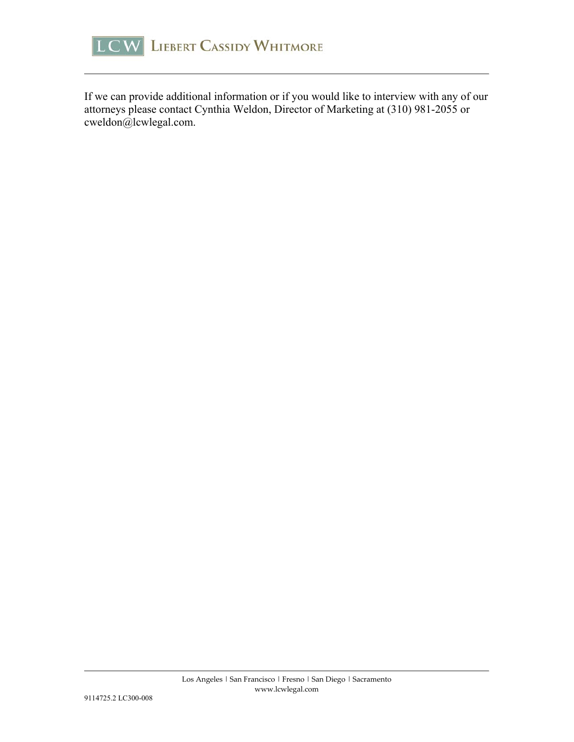If we can provide additional information or if you would like to interview with any of our attorneys please contact Cynthia Weldon, Director of Marketing at (310) 981-2055 or cweldon@lcwlegal.com.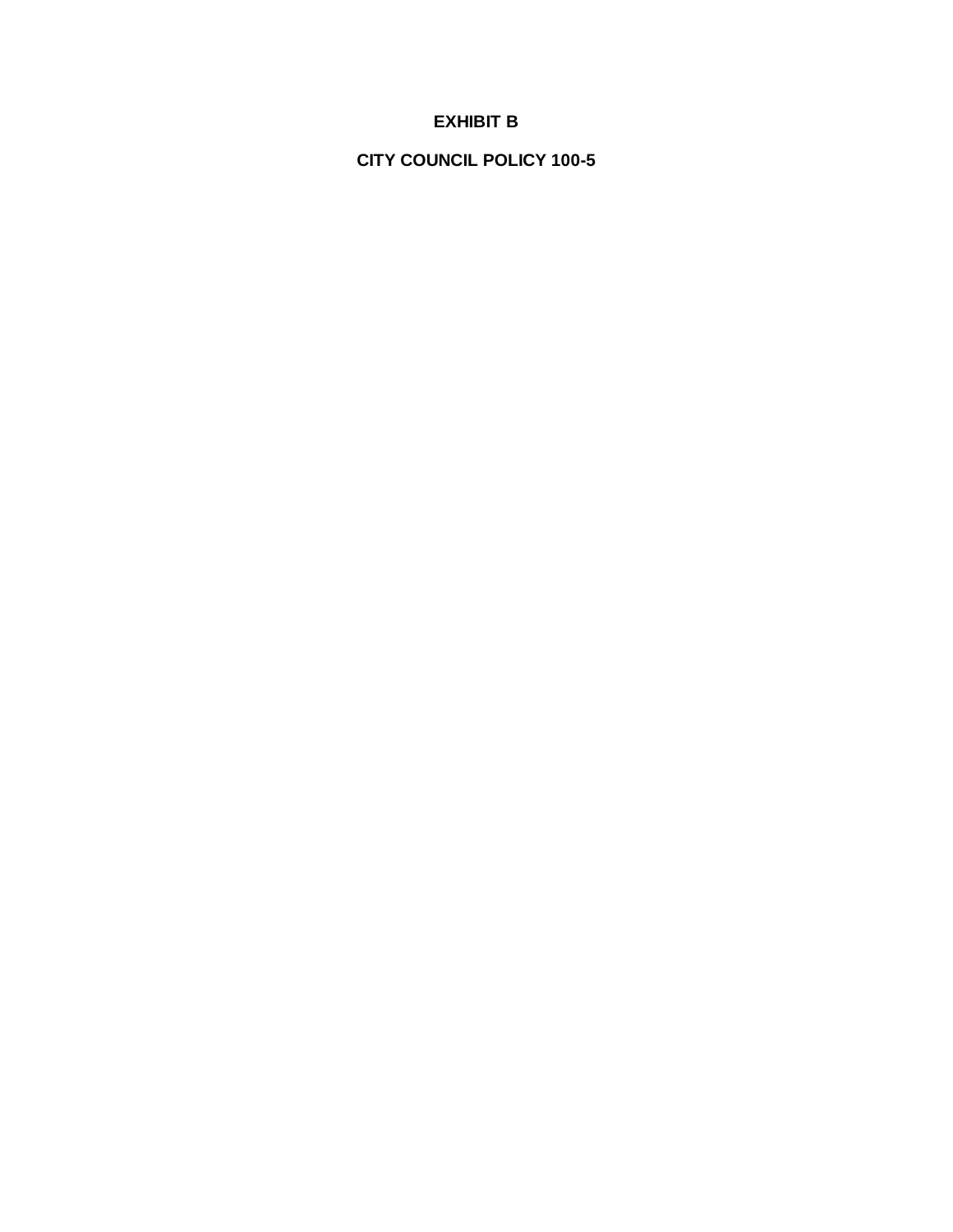**EXHIBIT B**

**CITY COUNCIL POLICY 100-5**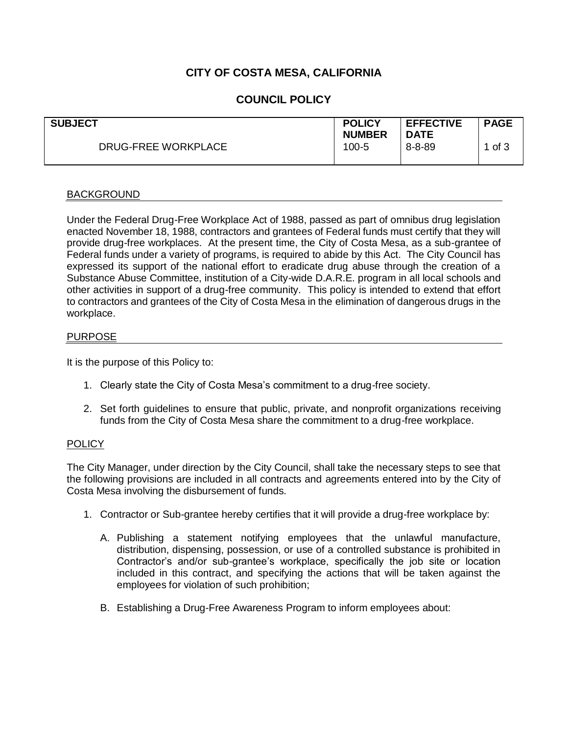# CITY OF COSTA MESA, CALIFORNIA

## COUNCIL POLICY

| SUBJECT | POLICY NUMBER | EFFECTIVE DATE | PAGE |
|---|---|---|---|
| DRUG-FREE WORKPLACE | 100-5 | 8-8-89 | 1 of 3 |

### BACKGROUND

Under the Federal Drug-Free Workplace Act of 1988, passed as part of omnibus drug legislation enacted November 18, 1988, contractors and grantees of Federal funds must certify that they will provide drug-free workplaces. At the present time, the City of Costa Mesa, as a sub-grantee of Federal funds under a variety of programs, is required to abide by this Act. The City Council has expressed its support of the national effort to eradicate drug abuse through the creation of a Substance Abuse Committee, institution of a City-wide D.A.R.E. program in all local schools and other activities in support of a drug-free community. This policy is intended to extend that effort to contractors and grantees of the City of Costa Mesa in the elimination of dangerous drugs in the workplace.

### PURPOSE

It is the purpose of this Policy to:

1. Clearly state the City of Costa Mesa's commitment to a drug-free society.
2. Set forth guidelines to ensure that public, private, and nonprofit organizations receiving funds from the City of Costa Mesa share the commitment to a drug-free workplace.

### POLICY

The City Manager, under direction by the City Council, shall take the necessary steps to see that the following provisions are included in all contracts and agreements entered into by the City of Costa Mesa involving the disbursement of funds.

1. Contractor or Sub-grantee hereby certifies that it will provide a drug-free workplace by:

   A. Publishing a statement notifying employees that the unlawful manufacture, distribution, dispensing, possession, or use of a controlled substance is prohibited in Contractor's and/or sub-grantee's workplace, specifically the job site or location included in this contract, and specifying the actions that will be taken against the employees for violation of such prohibition;

   B. Establishing a Drug-Free Awareness Program to inform employees about: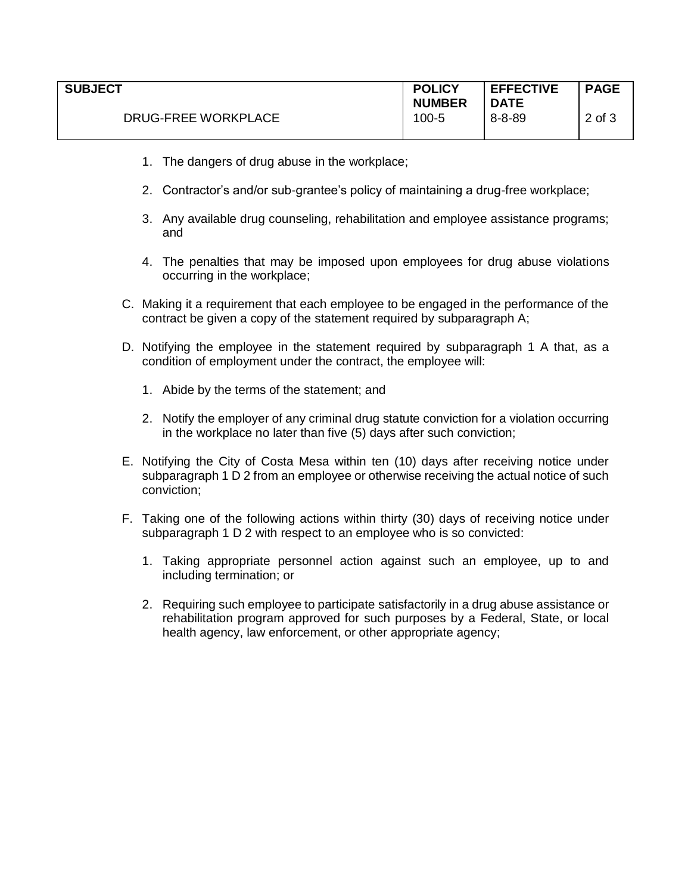1. The dangers of drug abuse in the workplace;

2. Contractor's and/or sub-grantee's policy of maintaining a drug-free workplace;

3. Any available drug counseling, rehabilitation and employee assistance programs; and

4. The penalties that may be imposed upon employees for drug abuse violations occurring in the workplace;

C. Making it a requirement that each employee to be engaged in the performance of the contract be given a copy of the statement required by subparagraph A;

D. Notifying the employee in the statement required by subparagraph 1 A that, as a condition of employment under the contract, the employee will:

   1. Abide by the terms of the statement; and

   2. Notify the employer of any criminal drug statute conviction for a violation occurring in the workplace no later than five (5) days after such conviction;

E. Notifying the City of Costa Mesa within ten (10) days after receiving notice under subparagraph 1 D 2 from an employee or otherwise receiving the actual notice of such conviction;

F. Taking one of the following actions within thirty (30) days of receiving notice under subparagraph 1 D 2 with respect to an employee who is so convicted:

   1. Taking appropriate personnel action against such an employee, up to and including termination; or

   2. Requiring such employee to participate satisfactorily in a drug abuse assistance or rehabilitation program approved for such purposes by a Federal, State, or local health agency, law enforcement, or other appropriate agency;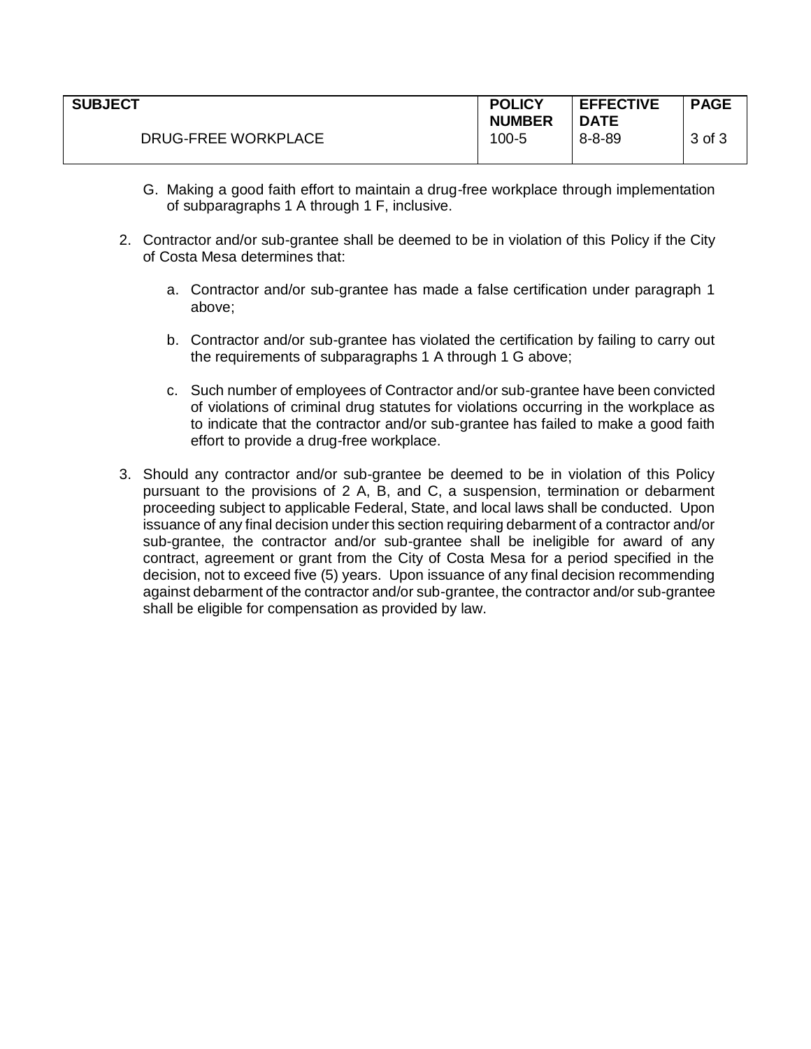G. Making a good faith effort to maintain a drug-free workplace through implementation of subparagraphs 1 A through 1 F, inclusive.

2. Contractor and/or sub-grantee shall be deemed to be in violation of this Policy if the City of Costa Mesa determines that:

   a. Contractor and/or sub-grantee has made a false certification under paragraph 1 above;

   b. Contractor and/or sub-grantee has violated the certification by failing to carry out the requirements of subparagraphs 1 A through 1 G above;

   c. Such number of employees of Contractor and/or sub-grantee have been convicted of violations of criminal drug statutes for violations occurring in the workplace as to indicate that the contractor and/or sub-grantee has failed to make a good faith effort to provide a drug-free workplace.

3. Should any contractor and/or sub-grantee be deemed to be in violation of this Policy pursuant to the provisions of 2 A, B, and C, a suspension, termination or debarment proceeding subject to applicable Federal, State, and local laws shall be conducted. Upon issuance of any final decision under this section requiring debarment of a contractor and/or sub-grantee, the contractor and/or sub-grantee shall be ineligible for award of any contract, agreement or grant from the City of Costa Mesa for a period specified in the decision, not to exceed five (5) years. Upon issuance of any final decision recommending against debarment of the contractor and/or sub-grantee, the contractor and/or sub-grantee shall be eligible for compensation as provided by law.